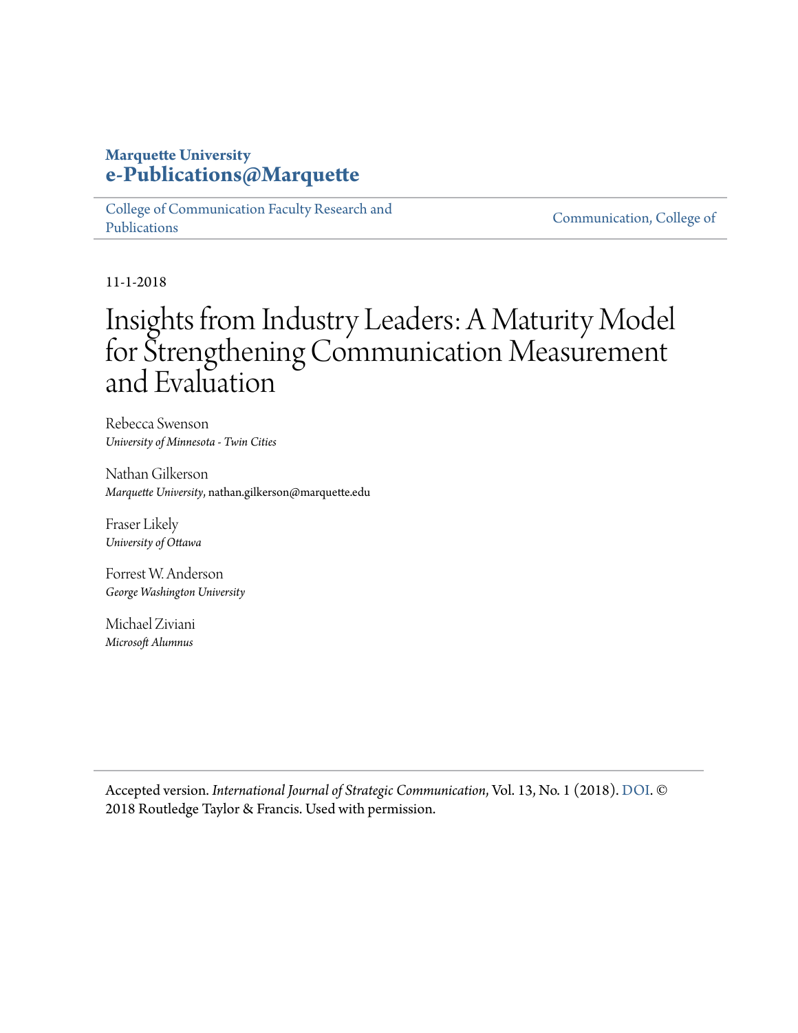**Marquette University**
**e-Publications@Marquette**

College of Communication Faculty Research and Publications | Communication, College of

11-1-2018

# Insights from Industry Leaders: A Maturity Model for Strengthening Communication Measurement and Evaluation

Rebecca Swenson
*University of Minnesota - Twin Cities*

Nathan Gilkerson
*Marquette University*, nathan.gilkerson@marquette.edu

Fraser Likely
*University of Ottawa*

Forrest W. Anderson
*George Washington University*

Michael Ziviani
*Microsoft Alumnus*

Accepted version. *International Journal of Strategic Communication*, Vol. 13, No. 1 (2018). DOI. © 2018 Routledge Taylor & Francis. Used with permission.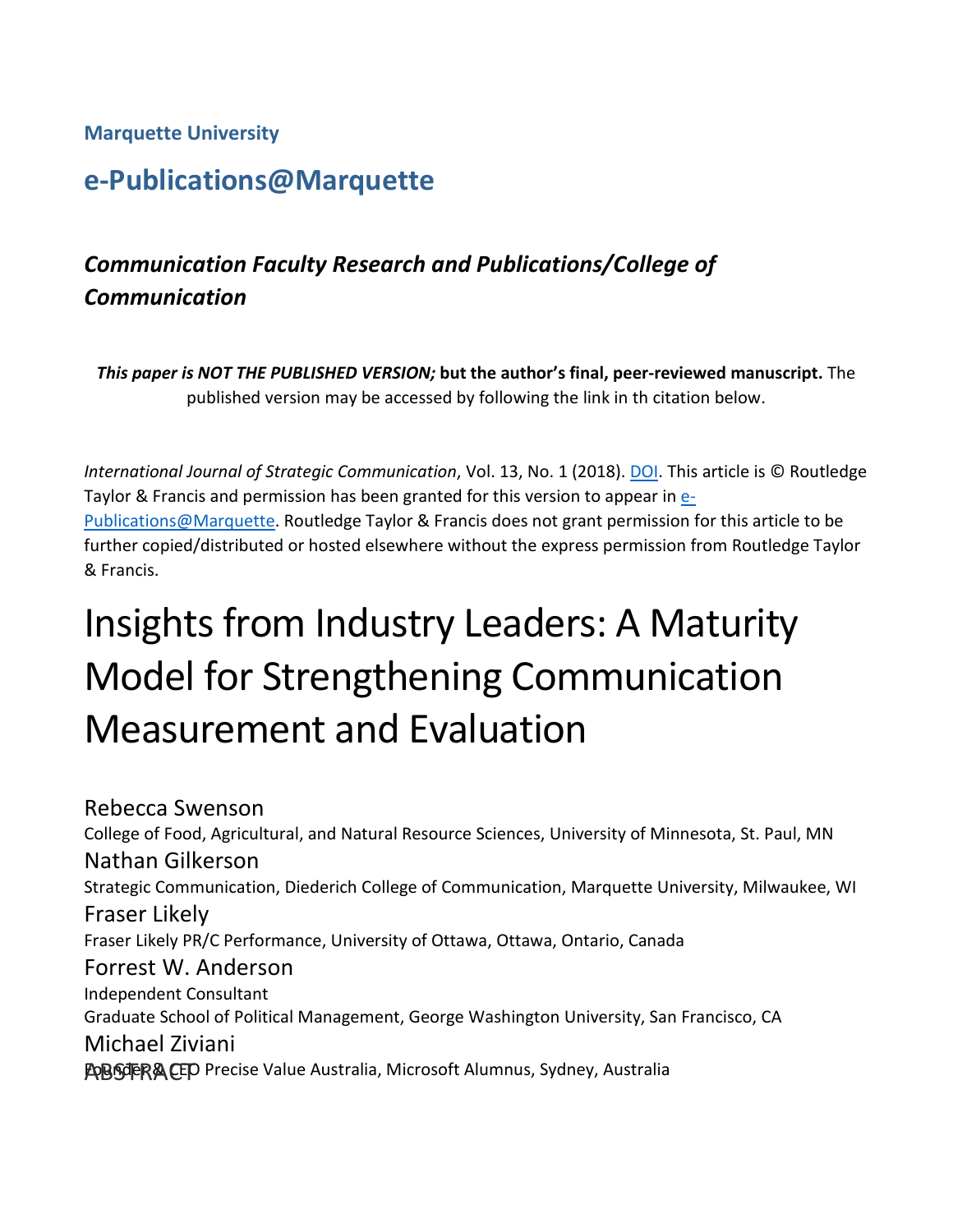**Marquette University**

## e-Publications@Marquette

### *Communication Faculty Research and Publications/College of Communication*

***This paper is NOT THE PUBLISHED VERSION;* but the author's final, peer-reviewed manuscript.** The published version may be accessed by following the link in th citation below.

*International Journal of Strategic Communication*, Vol. 13, No. 1 (2018). DOI. This article is © Routledge Taylor & Francis and permission has been granted for this version to appear in e-Publications@Marquette. Routledge Taylor & Francis does not grant permission for this article to be further copied/distributed or hosted elsewhere without the express permission from Routledge Taylor & Francis.

# Insights from Industry Leaders: A Maturity Model for Strengthening Communication Measurement and Evaluation

Rebecca Swenson
College of Food, Agricultural, and Natural Resource Sciences, University of Minnesota, St. Paul, MN

Nathan Gilkerson
Strategic Communication, Diederich College of Communication, Marquette University, Milwaukee, WI

Fraser Likely
Fraser Likely PR/C Performance, University of Ottawa, Ottawa, Ontario, Canada

Forrest W. Anderson
Independent Consultant
Graduate School of Political Management, George Washington University, San Francisco, CA

Michael Ziviani
Founder & CEO Precise Value Australia, Microsoft Alumnus, Sydney, Australia

ABSTRACT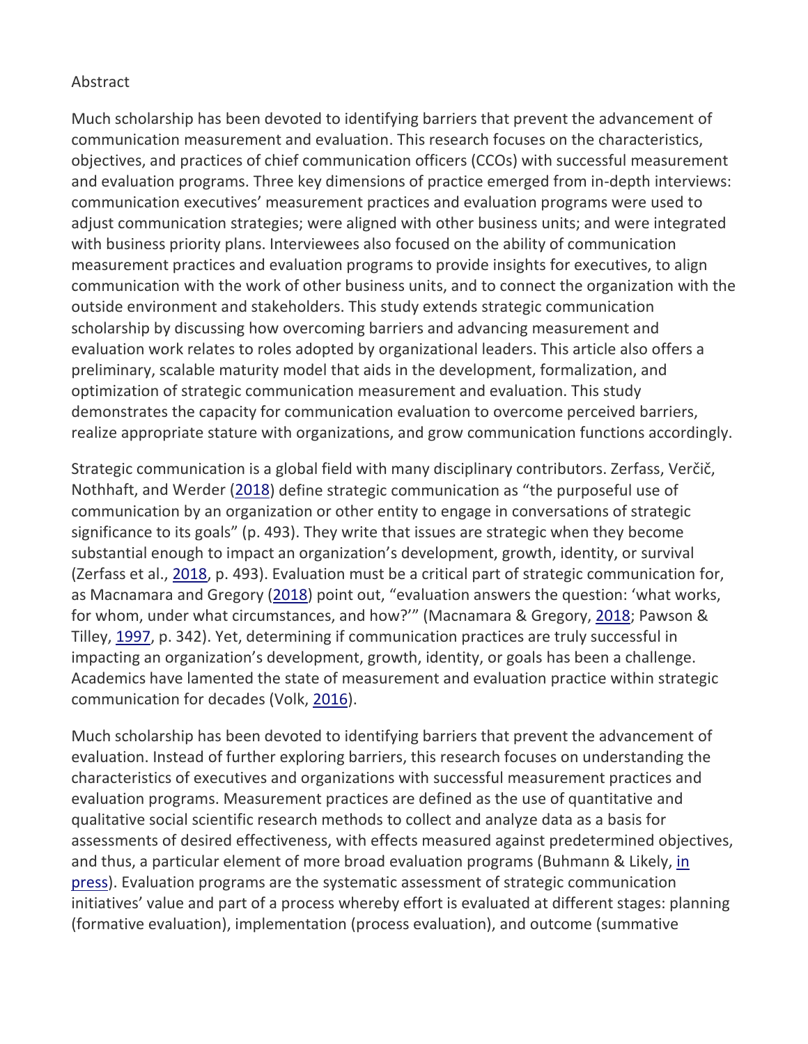Abstract

Much scholarship has been devoted to identifying barriers that prevent the advancement of communication measurement and evaluation. This research focuses on the characteristics, objectives, and practices of chief communication officers (CCOs) with successful measurement and evaluation programs. Three key dimensions of practice emerged from in-depth interviews: communication executives' measurement practices and evaluation programs were used to adjust communication strategies; were aligned with other business units; and were integrated with business priority plans. Interviewees also focused on the ability of communication measurement practices and evaluation programs to provide insights for executives, to align communication with the work of other business units, and to connect the organization with the outside environment and stakeholders. This study extends strategic communication scholarship by discussing how overcoming barriers and advancing measurement and evaluation work relates to roles adopted by organizational leaders. This article also offers a preliminary, scalable maturity model that aids in the development, formalization, and optimization of strategic communication measurement and evaluation. This study demonstrates the capacity for communication evaluation to overcome perceived barriers, realize appropriate stature with organizations, and grow communication functions accordingly.

Strategic communication is a global field with many disciplinary contributors. Zerfass, Verčič, Nothhaft, and Werder (2018) define strategic communication as "the purposeful use of communication by an organization or other entity to engage in conversations of strategic significance to its goals" (p. 493). They write that issues are strategic when they become substantial enough to impact an organization's development, growth, identity, or survival (Zerfass et al., 2018, p. 493). Evaluation must be a critical part of strategic communication for, as Macnamara and Gregory (2018) point out, "evaluation answers the question: 'what works, for whom, under what circumstances, and how?'" (Macnamara & Gregory, 2018; Pawson & Tilley, 1997, p. 342). Yet, determining if communication practices are truly successful in impacting an organization's development, growth, identity, or goals has been a challenge. Academics have lamented the state of measurement and evaluation practice within strategic communication for decades (Volk, 2016).

Much scholarship has been devoted to identifying barriers that prevent the advancement of evaluation. Instead of further exploring barriers, this research focuses on understanding the characteristics of executives and organizations with successful measurement practices and evaluation programs. Measurement practices are defined as the use of quantitative and qualitative social scientific research methods to collect and analyze data as a basis for assessments of desired effectiveness, with effects measured against predetermined objectives, and thus, a particular element of more broad evaluation programs (Buhmann & Likely, in press). Evaluation programs are the systematic assessment of strategic communication initiatives' value and part of a process whereby effort is evaluated at different stages: planning (formative evaluation), implementation (process evaluation), and outcome (summative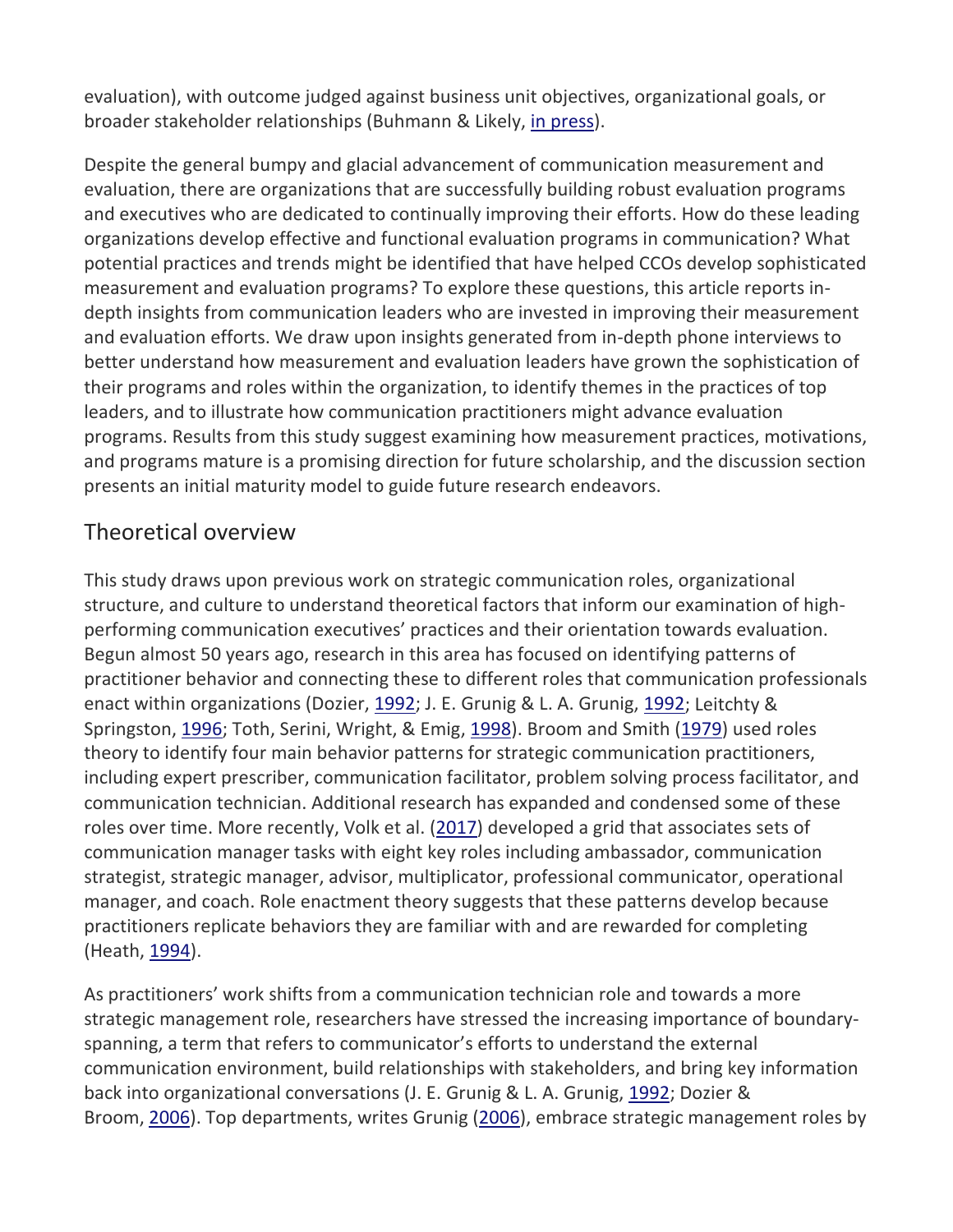evaluation), with outcome judged against business unit objectives, organizational goals, or broader stakeholder relationships (Buhmann & Likely, in press).

Despite the general bumpy and glacial advancement of communication measurement and evaluation, there are organizations that are successfully building robust evaluation programs and executives who are dedicated to continually improving their efforts. How do these leading organizations develop effective and functional evaluation programs in communication? What potential practices and trends might be identified that have helped CCOs develop sophisticated measurement and evaluation programs? To explore these questions, this article reports in-depth insights from communication leaders who are invested in improving their measurement and evaluation efforts. We draw upon insights generated from in-depth phone interviews to better understand how measurement and evaluation leaders have grown the sophistication of their programs and roles within the organization, to identify themes in the practices of top leaders, and to illustrate how communication practitioners might advance evaluation programs. Results from this study suggest examining how measurement practices, motivations, and programs mature is a promising direction for future scholarship, and the discussion section presents an initial maturity model to guide future research endeavors.

## Theoretical overview

This study draws upon previous work on strategic communication roles, organizational structure, and culture to understand theoretical factors that inform our examination of high-performing communication executives' practices and their orientation towards evaluation. Begun almost 50 years ago, research in this area has focused on identifying patterns of practitioner behavior and connecting these to different roles that communication professionals enact within organizations (Dozier, 1992; J. E. Grunig & L. A. Grunig, 1992; Leitchty & Springston, 1996; Toth, Serini, Wright, & Emig, 1998). Broom and Smith (1979) used roles theory to identify four main behavior patterns for strategic communication practitioners, including expert prescriber, communication facilitator, problem solving process facilitator, and communication technician. Additional research has expanded and condensed some of these roles over time. More recently, Volk et al. (2017) developed a grid that associates sets of communication manager tasks with eight key roles including ambassador, communication strategist, strategic manager, advisor, multiplicator, professional communicator, operational manager, and coach. Role enactment theory suggests that these patterns develop because practitioners replicate behaviors they are familiar with and are rewarded for completing (Heath, 1994).

As practitioners' work shifts from a communication technician role and towards a more strategic management role, researchers have stressed the increasing importance of boundary-spanning, a term that refers to communicator's efforts to understand the external communication environment, build relationships with stakeholders, and bring key information back into organizational conversations (J. E. Grunig & L. A. Grunig, 1992; Dozier & Broom, 2006). Top departments, writes Grunig (2006), embrace strategic management roles by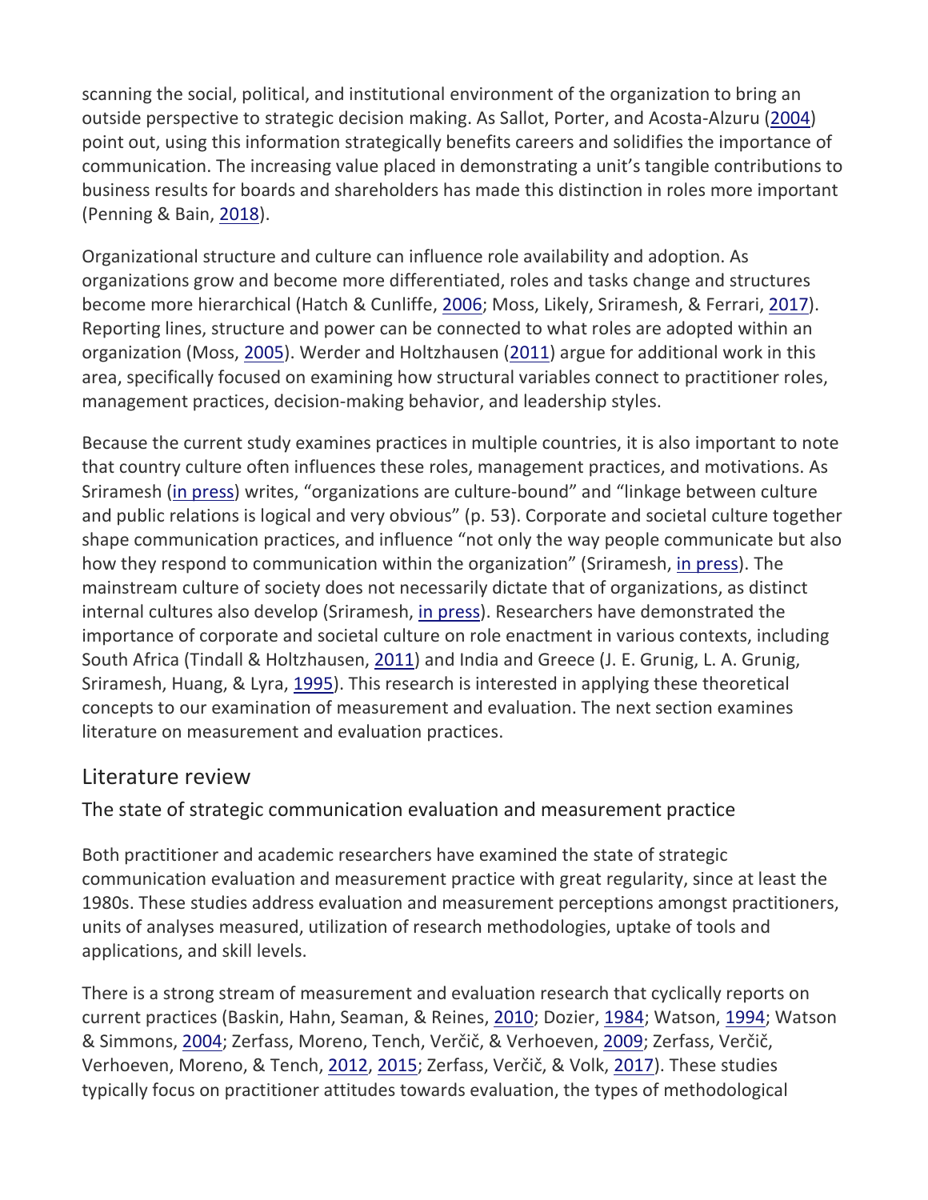scanning the social, political, and institutional environment of the organization to bring an outside perspective to strategic decision making. As Sallot, Porter, and Acosta-Alzuru (2004) point out, using this information strategically benefits careers and solidifies the importance of communication. The increasing value placed in demonstrating a unit's tangible contributions to business results for boards and shareholders has made this distinction in roles more important (Penning & Bain, 2018).

Organizational structure and culture can influence role availability and adoption. As organizations grow and become more differentiated, roles and tasks change and structures become more hierarchical (Hatch & Cunliffe, 2006; Moss, Likely, Sriramesh, & Ferrari, 2017). Reporting lines, structure and power can be connected to what roles are adopted within an organization (Moss, 2005). Werder and Holtzhausen (2011) argue for additional work in this area, specifically focused on examining how structural variables connect to practitioner roles, management practices, decision-making behavior, and leadership styles.

Because the current study examines practices in multiple countries, it is also important to note that country culture often influences these roles, management practices, and motivations. As Sriramesh (in press) writes, "organizations are culture-bound" and "linkage between culture and public relations is logical and very obvious" (p. 53). Corporate and societal culture together shape communication practices, and influence "not only the way people communicate but also how they respond to communication within the organization" (Sriramesh, in press). The mainstream culture of society does not necessarily dictate that of organizations, as distinct internal cultures also develop (Sriramesh, in press). Researchers have demonstrated the importance of corporate and societal culture on role enactment in various contexts, including South Africa (Tindall & Holtzhausen, 2011) and India and Greece (J. E. Grunig, L. A. Grunig, Sriramesh, Huang, & Lyra, 1995). This research is interested in applying these theoretical concepts to our examination of measurement and evaluation. The next section examines literature on measurement and evaluation practices.

## Literature review

### The state of strategic communication evaluation and measurement practice

Both practitioner and academic researchers have examined the state of strategic communication evaluation and measurement practice with great regularity, since at least the 1980s. These studies address evaluation and measurement perceptions amongst practitioners, units of analyses measured, utilization of research methodologies, uptake of tools and applications, and skill levels.

There is a strong stream of measurement and evaluation research that cyclically reports on current practices (Baskin, Hahn, Seaman, & Reines, 2010; Dozier, 1984; Watson, 1994; Watson & Simmons, 2004; Zerfass, Moreno, Tench, Verčič, & Verhoeven, 2009; Zerfass, Verčič, Verhoeven, Moreno, & Tench, 2012, 2015; Zerfass, Verčič, & Volk, 2017). These studies typically focus on practitioner attitudes towards evaluation, the types of methodological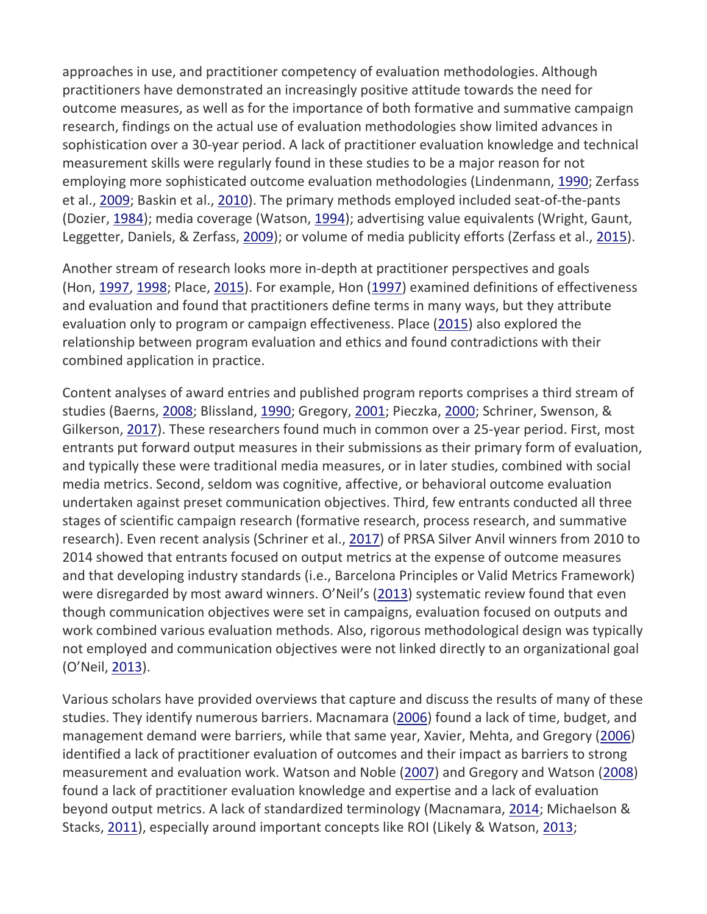approaches in use, and practitioner competency of evaluation methodologies. Although practitioners have demonstrated an increasingly positive attitude towards the need for outcome measures, as well as for the importance of both formative and summative campaign research, findings on the actual use of evaluation methodologies show limited advances in sophistication over a 30-year period. A lack of practitioner evaluation knowledge and technical measurement skills were regularly found in these studies to be a major reason for not employing more sophisticated outcome evaluation methodologies (Lindenmann, 1990; Zerfass et al., 2009; Baskin et al., 2010). The primary methods employed included seat-of-the-pants (Dozier, 1984); media coverage (Watson, 1994); advertising value equivalents (Wright, Gaunt, Leggetter, Daniels, & Zerfass, 2009); or volume of media publicity efforts (Zerfass et al., 2015).

Another stream of research looks more in-depth at practitioner perspectives and goals (Hon, 1997, 1998; Place, 2015). For example, Hon (1997) examined definitions of effectiveness and evaluation and found that practitioners define terms in many ways, but they attribute evaluation only to program or campaign effectiveness. Place (2015) also explored the relationship between program evaluation and ethics and found contradictions with their combined application in practice.

Content analyses of award entries and published program reports comprises a third stream of studies (Baerns, 2008; Blissland, 1990; Gregory, 2001; Pieczka, 2000; Schriner, Swenson, & Gilkerson, 2017). These researchers found much in common over a 25-year period. First, most entrants put forward output measures in their submissions as their primary form of evaluation, and typically these were traditional media measures, or in later studies, combined with social media metrics. Second, seldom was cognitive, affective, or behavioral outcome evaluation undertaken against preset communication objectives. Third, few entrants conducted all three stages of scientific campaign research (formative research, process research, and summative research). Even recent analysis (Schriner et al., 2017) of PRSA Silver Anvil winners from 2010 to 2014 showed that entrants focused on output metrics at the expense of outcome measures and that developing industry standards (i.e., Barcelona Principles or Valid Metrics Framework) were disregarded by most award winners. O'Neil's (2013) systematic review found that even though communication objectives were set in campaigns, evaluation focused on outputs and work combined various evaluation methods. Also, rigorous methodological design was typically not employed and communication objectives were not linked directly to an organizational goal (O'Neil, 2013).

Various scholars have provided overviews that capture and discuss the results of many of these studies. They identify numerous barriers. Macnamara (2006) found a lack of time, budget, and management demand were barriers, while that same year, Xavier, Mehta, and Gregory (2006) identified a lack of practitioner evaluation of outcomes and their impact as barriers to strong measurement and evaluation work. Watson and Noble (2007) and Gregory and Watson (2008) found a lack of practitioner evaluation knowledge and expertise and a lack of evaluation beyond output metrics. A lack of standardized terminology (Macnamara, 2014; Michaelson & Stacks, 2011), especially around important concepts like ROI (Likely & Watson, 2013;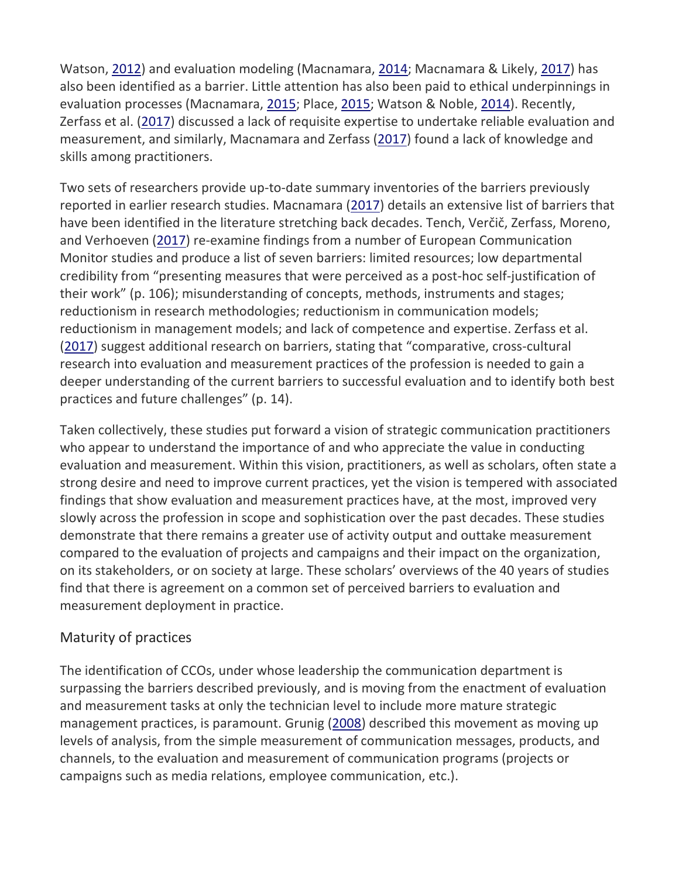Watson, 2012) and evaluation modeling (Macnamara, 2014; Macnamara & Likely, 2017) has also been identified as a barrier. Little attention has also been paid to ethical underpinnings in evaluation processes (Macnamara, 2015; Place, 2015; Watson & Noble, 2014). Recently, Zerfass et al. (2017) discussed a lack of requisite expertise to undertake reliable evaluation and measurement, and similarly, Macnamara and Zerfass (2017) found a lack of knowledge and skills among practitioners.

Two sets of researchers provide up-to-date summary inventories of the barriers previously reported in earlier research studies. Macnamara (2017) details an extensive list of barriers that have been identified in the literature stretching back decades. Tench, Verčič, Zerfass, Moreno, and Verhoeven (2017) re-examine findings from a number of European Communication Monitor studies and produce a list of seven barriers: limited resources; low departmental credibility from "presenting measures that were perceived as a post-hoc self-justification of their work" (p. 106); misunderstanding of concepts, methods, instruments and stages; reductionism in research methodologies; reductionism in communication models; reductionism in management models; and lack of competence and expertise. Zerfass et al. (2017) suggest additional research on barriers, stating that "comparative, cross-cultural research into evaluation and measurement practices of the profession is needed to gain a deeper understanding of the current barriers to successful evaluation and to identify both best practices and future challenges" (p. 14).

Taken collectively, these studies put forward a vision of strategic communication practitioners who appear to understand the importance of and who appreciate the value in conducting evaluation and measurement. Within this vision, practitioners, as well as scholars, often state a strong desire and need to improve current practices, yet the vision is tempered with associated findings that show evaluation and measurement practices have, at the most, improved very slowly across the profession in scope and sophistication over the past decades. These studies demonstrate that there remains a greater use of activity output and outtake measurement compared to the evaluation of projects and campaigns and their impact on the organization, on its stakeholders, or on society at large. These scholars' overviews of the 40 years of studies find that there is agreement on a common set of perceived barriers to evaluation and measurement deployment in practice.

## Maturity of practices

The identification of CCOs, under whose leadership the communication department is surpassing the barriers described previously, and is moving from the enactment of evaluation and measurement tasks at only the technician level to include more mature strategic management practices, is paramount. Grunig (2008) described this movement as moving up levels of analysis, from the simple measurement of communication messages, products, and channels, to the evaluation and measurement of communication programs (projects or campaigns such as media relations, employee communication, etc.).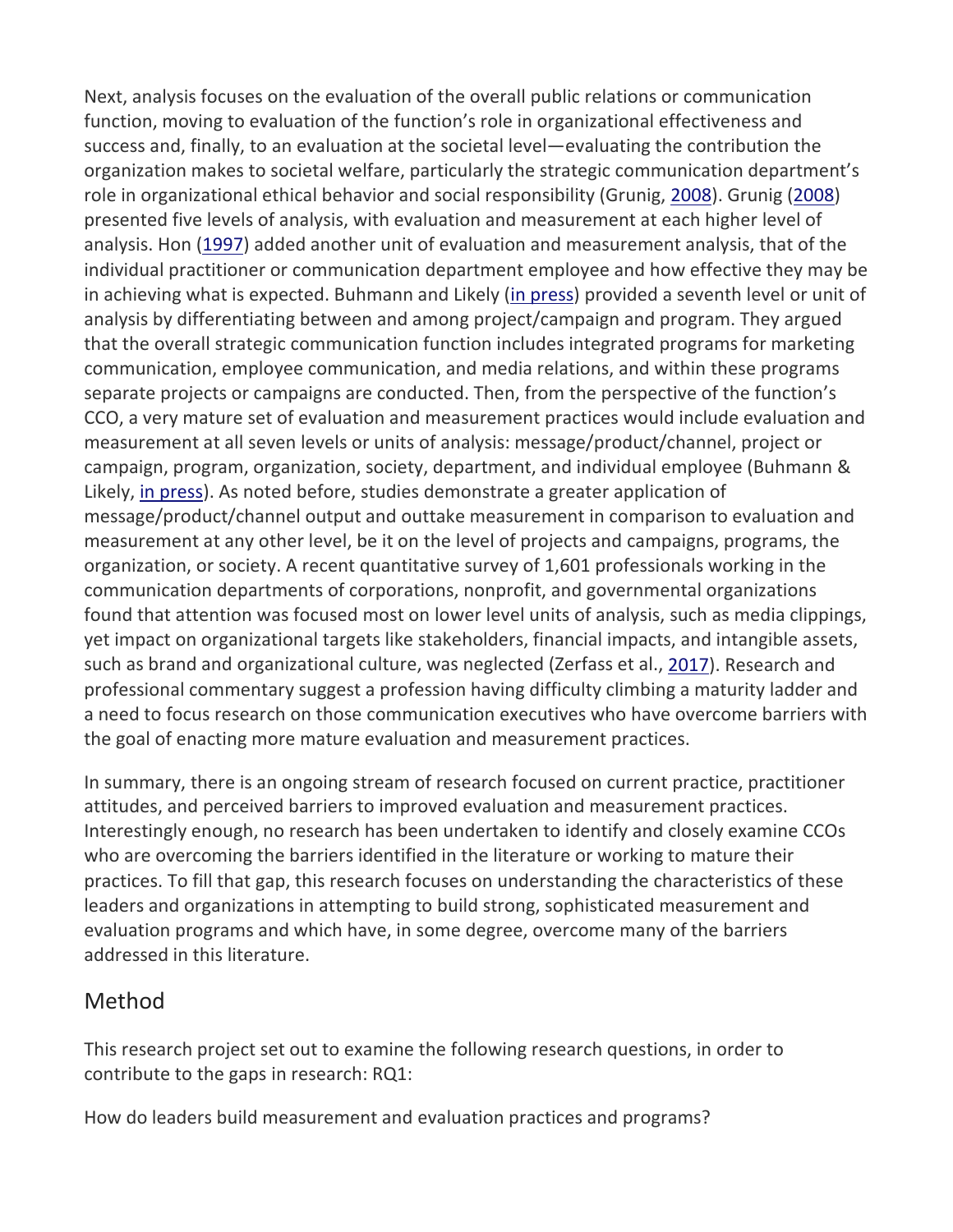Next, analysis focuses on the evaluation of the overall public relations or communication function, moving to evaluation of the function's role in organizational effectiveness and success and, finally, to an evaluation at the societal level—evaluating the contribution the organization makes to societal welfare, particularly the strategic communication department's role in organizational ethical behavior and social responsibility (Grunig, 2008). Grunig (2008) presented five levels of analysis, with evaluation and measurement at each higher level of analysis. Hon (1997) added another unit of evaluation and measurement analysis, that of the individual practitioner or communication department employee and how effective they may be in achieving what is expected. Buhmann and Likely (in press) provided a seventh level or unit of analysis by differentiating between and among project/campaign and program. They argued that the overall strategic communication function includes integrated programs for marketing communication, employee communication, and media relations, and within these programs separate projects or campaigns are conducted. Then, from the perspective of the function's CCO, a very mature set of evaluation and measurement practices would include evaluation and measurement at all seven levels or units of analysis: message/product/channel, project or campaign, program, organization, society, department, and individual employee (Buhmann & Likely, in press). As noted before, studies demonstrate a greater application of message/product/channel output and outtake measurement in comparison to evaluation and measurement at any other level, be it on the level of projects and campaigns, programs, the organization, or society. A recent quantitative survey of 1,601 professionals working in the communication departments of corporations, nonprofit, and governmental organizations found that attention was focused most on lower level units of analysis, such as media clippings, yet impact on organizational targets like stakeholders, financial impacts, and intangible assets, such as brand and organizational culture, was neglected (Zerfass et al., 2017). Research and professional commentary suggest a profession having difficulty climbing a maturity ladder and a need to focus research on those communication executives who have overcome barriers with the goal of enacting more mature evaluation and measurement practices.

In summary, there is an ongoing stream of research focused on current practice, practitioner attitudes, and perceived barriers to improved evaluation and measurement practices. Interestingly enough, no research has been undertaken to identify and closely examine CCOs who are overcoming the barriers identified in the literature or working to mature their practices. To fill that gap, this research focuses on understanding the characteristics of these leaders and organizations in attempting to build strong, sophisticated measurement and evaluation programs and which have, in some degree, overcome many of the barriers addressed in this literature.

## Method

This research project set out to examine the following research questions, in order to contribute to the gaps in research: RQ1:

How do leaders build measurement and evaluation practices and programs?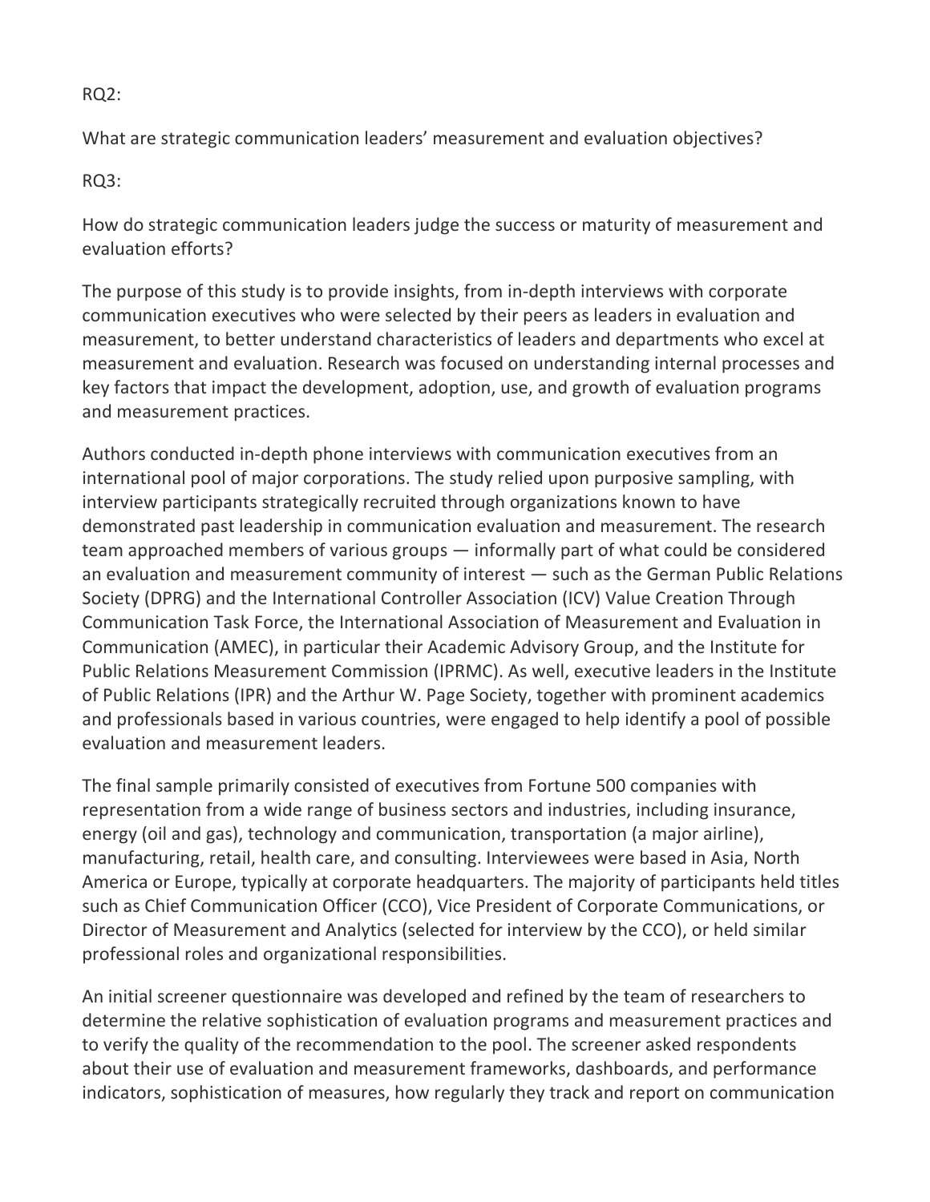RQ2:

What are strategic communication leaders' measurement and evaluation objectives?

RQ3:

How do strategic communication leaders judge the success or maturity of measurement and evaluation efforts?

The purpose of this study is to provide insights, from in-depth interviews with corporate communication executives who were selected by their peers as leaders in evaluation and measurement, to better understand characteristics of leaders and departments who excel at measurement and evaluation. Research was focused on understanding internal processes and key factors that impact the development, adoption, use, and growth of evaluation programs and measurement practices.

Authors conducted in-depth phone interviews with communication executives from an international pool of major corporations. The study relied upon purposive sampling, with interview participants strategically recruited through organizations known to have demonstrated past leadership in communication evaluation and measurement. The research team approached members of various groups — informally part of what could be considered an evaluation and measurement community of interest — such as the German Public Relations Society (DPRG) and the International Controller Association (ICV) Value Creation Through Communication Task Force, the International Association of Measurement and Evaluation in Communication (AMEC), in particular their Academic Advisory Group, and the Institute for Public Relations Measurement Commission (IPRMC). As well, executive leaders in the Institute of Public Relations (IPR) and the Arthur W. Page Society, together with prominent academics and professionals based in various countries, were engaged to help identify a pool of possible evaluation and measurement leaders.

The final sample primarily consisted of executives from Fortune 500 companies with representation from a wide range of business sectors and industries, including insurance, energy (oil and gas), technology and communication, transportation (a major airline), manufacturing, retail, health care, and consulting. Interviewees were based in Asia, North America or Europe, typically at corporate headquarters. The majority of participants held titles such as Chief Communication Officer (CCO), Vice President of Corporate Communications, or Director of Measurement and Analytics (selected for interview by the CCO), or held similar professional roles and organizational responsibilities.

An initial screener questionnaire was developed and refined by the team of researchers to determine the relative sophistication of evaluation programs and measurement practices and to verify the quality of the recommendation to the pool. The screener asked respondents about their use of evaluation and measurement frameworks, dashboards, and performance indicators, sophistication of measures, how regularly they track and report on communication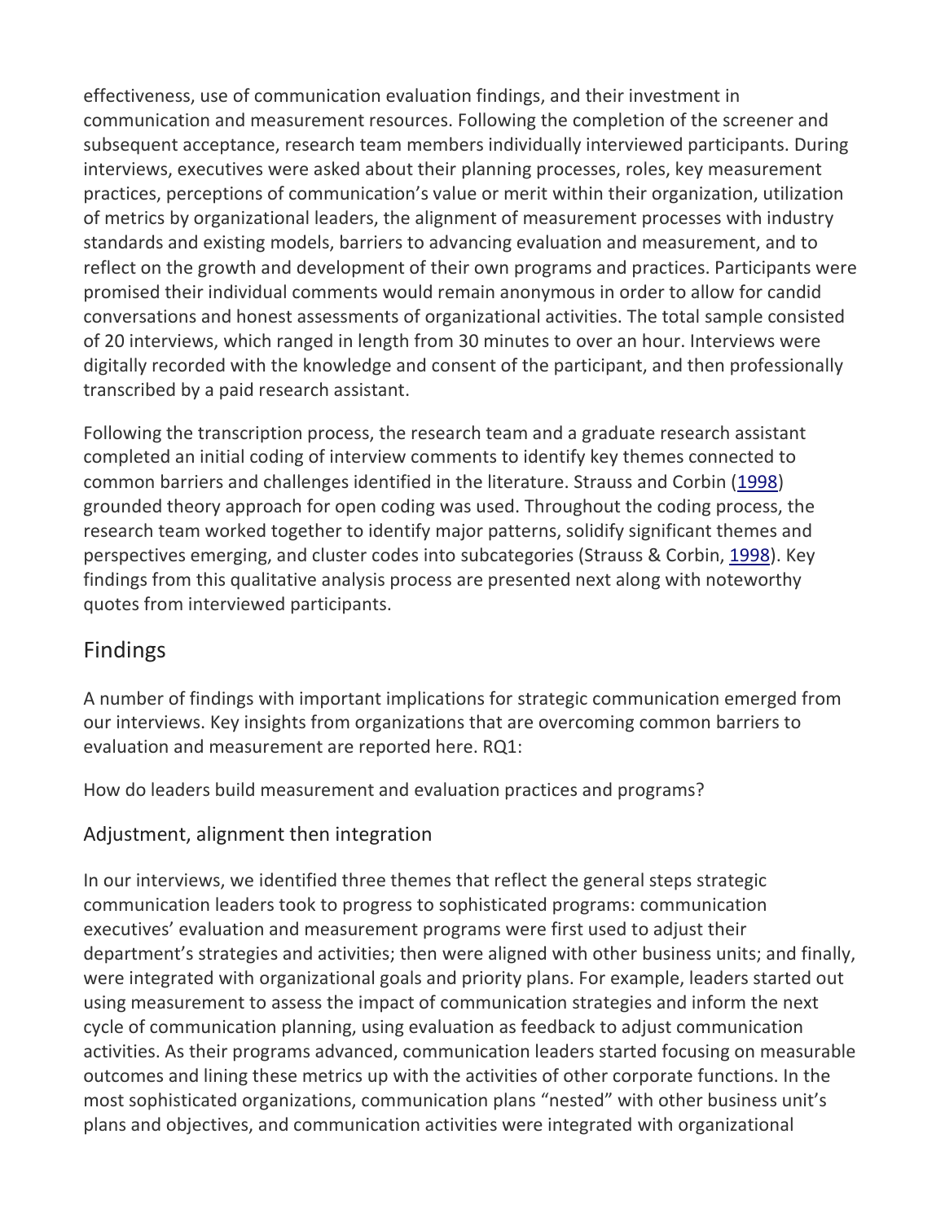effectiveness, use of communication evaluation findings, and their investment in communication and measurement resources. Following the completion of the screener and subsequent acceptance, research team members individually interviewed participants. During interviews, executives were asked about their planning processes, roles, key measurement practices, perceptions of communication's value or merit within their organization, utilization of metrics by organizational leaders, the alignment of measurement processes with industry standards and existing models, barriers to advancing evaluation and measurement, and to reflect on the growth and development of their own programs and practices. Participants were promised their individual comments would remain anonymous in order to allow for candid conversations and honest assessments of organizational activities. The total sample consisted of 20 interviews, which ranged in length from 30 minutes to over an hour. Interviews were digitally recorded with the knowledge and consent of the participant, and then professionally transcribed by a paid research assistant.

Following the transcription process, the research team and a graduate research assistant completed an initial coding of interview comments to identify key themes connected to common barriers and challenges identified in the literature. Strauss and Corbin (1998) grounded theory approach for open coding was used. Throughout the coding process, the research team worked together to identify major patterns, solidify significant themes and perspectives emerging, and cluster codes into subcategories (Strauss & Corbin, 1998). Key findings from this qualitative analysis process are presented next along with noteworthy quotes from interviewed participants.

## Findings

A number of findings with important implications for strategic communication emerged from our interviews. Key insights from organizations that are overcoming common barriers to evaluation and measurement are reported here. RQ1:

How do leaders build measurement and evaluation practices and programs?

### Adjustment, alignment then integration

In our interviews, we identified three themes that reflect the general steps strategic communication leaders took to progress to sophisticated programs: communication executives' evaluation and measurement programs were first used to adjust their department's strategies and activities; then were aligned with other business units; and finally, were integrated with organizational goals and priority plans. For example, leaders started out using measurement to assess the impact of communication strategies and inform the next cycle of communication planning, using evaluation as feedback to adjust communication activities. As their programs advanced, communication leaders started focusing on measurable outcomes and lining these metrics up with the activities of other corporate functions. In the most sophisticated organizations, communication plans "nested" with other business unit's plans and objectives, and communication activities were integrated with organizational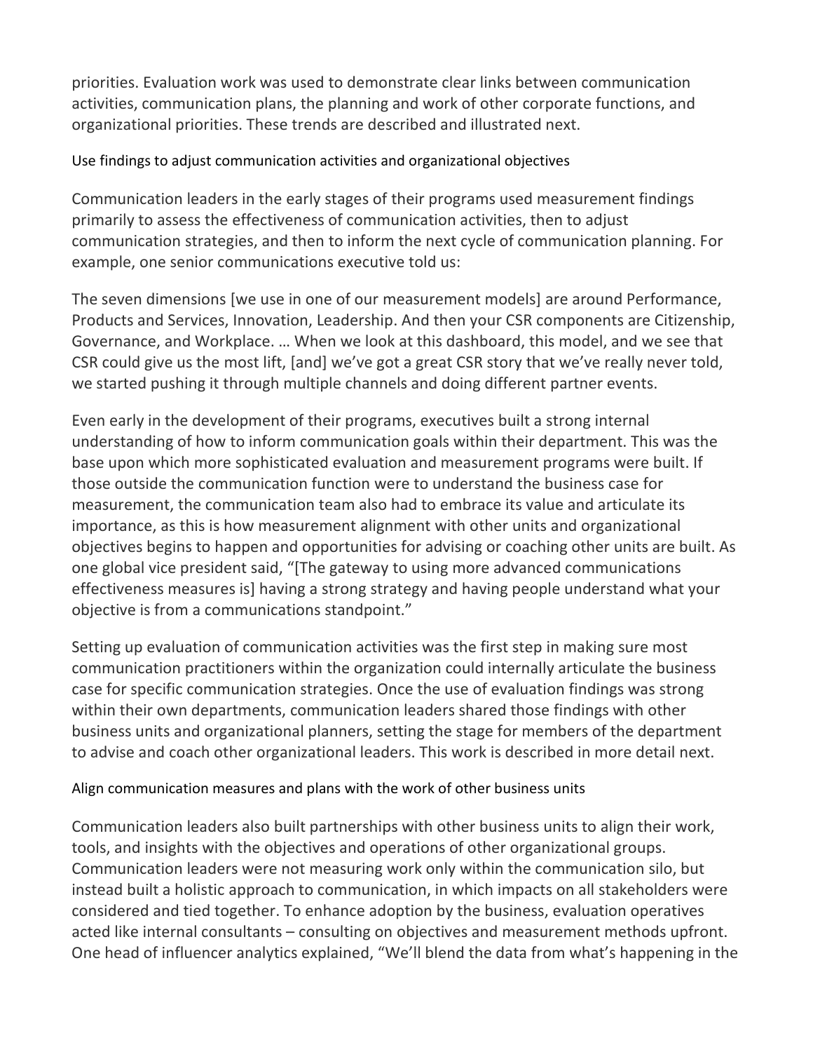priorities. Evaluation work was used to demonstrate clear links between communication activities, communication plans, the planning and work of other corporate functions, and organizational priorities. These trends are described and illustrated next.

### Use findings to adjust communication activities and organizational objectives

Communication leaders in the early stages of their programs used measurement findings primarily to assess the effectiveness of communication activities, then to adjust communication strategies, and then to inform the next cycle of communication planning. For example, one senior communications executive told us:

The seven dimensions [we use in one of our measurement models] are around Performance, Products and Services, Innovation, Leadership. And then your CSR components are Citizenship, Governance, and Workplace. … When we look at this dashboard, this model, and we see that CSR could give us the most lift, [and] we've got a great CSR story that we've really never told, we started pushing it through multiple channels and doing different partner events.

Even early in the development of their programs, executives built a strong internal understanding of how to inform communication goals within their department. This was the base upon which more sophisticated evaluation and measurement programs were built. If those outside the communication function were to understand the business case for measurement, the communication team also had to embrace its value and articulate its importance, as this is how measurement alignment with other units and organizational objectives begins to happen and opportunities for advising or coaching other units are built. As one global vice president said, "[The gateway to using more advanced communications effectiveness measures is] having a strong strategy and having people understand what your objective is from a communications standpoint."

Setting up evaluation of communication activities was the first step in making sure most communication practitioners within the organization could internally articulate the business case for specific communication strategies. Once the use of evaluation findings was strong within their own departments, communication leaders shared those findings with other business units and organizational planners, setting the stage for members of the department to advise and coach other organizational leaders. This work is described in more detail next.

### Align communication measures and plans with the work of other business units

Communication leaders also built partnerships with other business units to align their work, tools, and insights with the objectives and operations of other organizational groups. Communication leaders were not measuring work only within the communication silo, but instead built a holistic approach to communication, in which impacts on all stakeholders were considered and tied together. To enhance adoption by the business, evaluation operatives acted like internal consultants – consulting on objectives and measurement methods upfront. One head of influencer analytics explained, "We'll blend the data from what's happening in the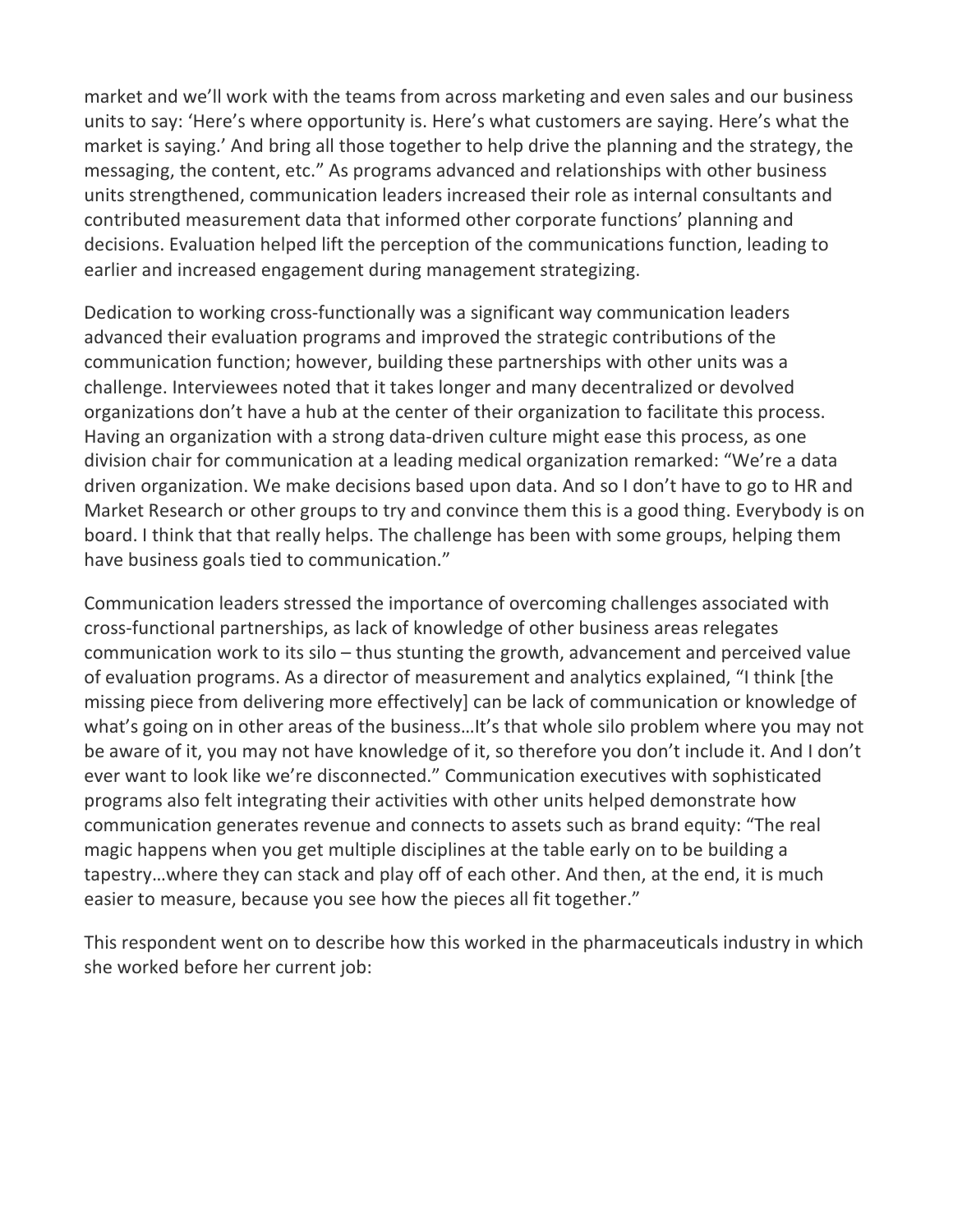market and we'll work with the teams from across marketing and even sales and our business units to say: 'Here's where opportunity is. Here's what customers are saying. Here's what the market is saying.' And bring all those together to help drive the planning and the strategy, the messaging, the content, etc." As programs advanced and relationships with other business units strengthened, communication leaders increased their role as internal consultants and contributed measurement data that informed other corporate functions' planning and decisions. Evaluation helped lift the perception of the communications function, leading to earlier and increased engagement during management strategizing.

Dedication to working cross-functionally was a significant way communication leaders advanced their evaluation programs and improved the strategic contributions of the communication function; however, building these partnerships with other units was a challenge. Interviewees noted that it takes longer and many decentralized or devolved organizations don't have a hub at the center of their organization to facilitate this process. Having an organization with a strong data-driven culture might ease this process, as one division chair for communication at a leading medical organization remarked: "We're a data driven organization. We make decisions based upon data. And so I don't have to go to HR and Market Research or other groups to try and convince them this is a good thing. Everybody is on board. I think that that really helps. The challenge has been with some groups, helping them have business goals tied to communication."

Communication leaders stressed the importance of overcoming challenges associated with cross-functional partnerships, as lack of knowledge of other business areas relegates communication work to its silo – thus stunting the growth, advancement and perceived value of evaluation programs. As a director of measurement and analytics explained, "I think [the missing piece from delivering more effectively] can be lack of communication or knowledge of what's going on in other areas of the business…It's that whole silo problem where you may not be aware of it, you may not have knowledge of it, so therefore you don't include it. And I don't ever want to look like we're disconnected." Communication executives with sophisticated programs also felt integrating their activities with other units helped demonstrate how communication generates revenue and connects to assets such as brand equity: "The real magic happens when you get multiple disciplines at the table early on to be building a tapestry…where they can stack and play off of each other. And then, at the end, it is much easier to measure, because you see how the pieces all fit together."

This respondent went on to describe how this worked in the pharmaceuticals industry in which she worked before her current job: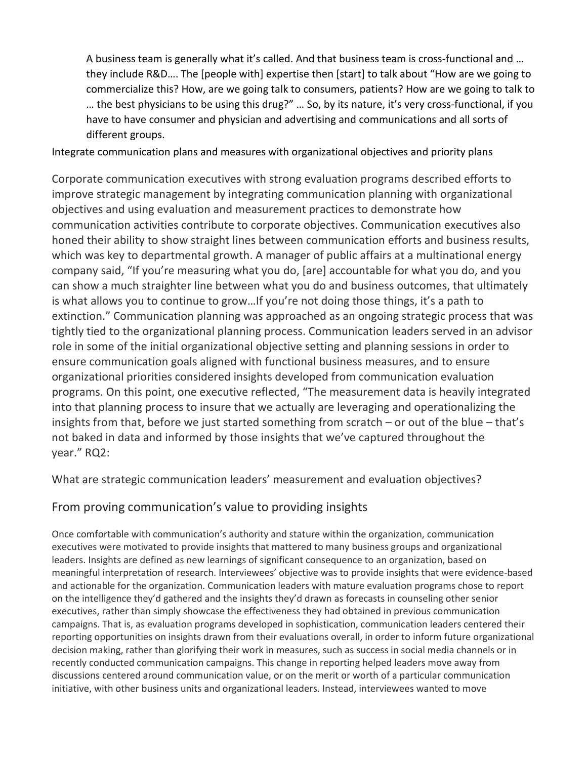> A business team is generally what it's called. And that business team is cross-functional and … they include R&D…. The [people with] expertise then [start] to talk about "How are we going to commercialize this? How, are we going talk to consumers, patients? How are we going to talk to … the best physicians to be using this drug?" … So, by its nature, it's very cross-functional, if you have to have consumer and physician and advertising and communications and all sorts of different groups.

### Integrate communication plans and measures with organizational objectives and priority plans

Corporate communication executives with strong evaluation programs described efforts to improve strategic management by integrating communication planning with organizational objectives and using evaluation and measurement practices to demonstrate how communication activities contribute to corporate objectives. Communication executives also honed their ability to show straight lines between communication efforts and business results, which was key to departmental growth. A manager of public affairs at a multinational energy company said, "If you're measuring what you do, [are] accountable for what you do, and you can show a much straighter line between what you do and business outcomes, that ultimately is what allows you to continue to grow…If you're not doing those things, it's a path to extinction." Communication planning was approached as an ongoing strategic process that was tightly tied to the organizational planning process. Communication leaders served in an advisor role in some of the initial organizational objective setting and planning sessions in order to ensure communication goals aligned with functional business measures, and to ensure organizational priorities considered insights developed from communication evaluation programs. On this point, one executive reflected, "The measurement data is heavily integrated into that planning process to insure that we actually are leveraging and operationalizing the insights from that, before we just started something from scratch – or out of the blue – that's not baked in data and informed by those insights that we've captured throughout the year." RQ2:

What are strategic communication leaders' measurement and evaluation objectives?

## From proving communication's value to providing insights

Once comfortable with communication's authority and stature within the organization, communication executives were motivated to provide insights that mattered to many business groups and organizational leaders. Insights are defined as new learnings of significant consequence to an organization, based on meaningful interpretation of research. Interviewees' objective was to provide insights that were evidence-based and actionable for the organization. Communication leaders with mature evaluation programs chose to report on the intelligence they'd gathered and the insights they'd drawn as forecasts in counseling other senior executives, rather than simply showcase the effectiveness they had obtained in previous communication campaigns. That is, as evaluation programs developed in sophistication, communication leaders centered their reporting opportunities on insights drawn from their evaluations overall, in order to inform future organizational decision making, rather than glorifying their work in measures, such as success in social media channels or in recently conducted communication campaigns. This change in reporting helped leaders move away from discussions centered around communication value, or on the merit or worth of a particular communication initiative, with other business units and organizational leaders. Instead, interviewees wanted to move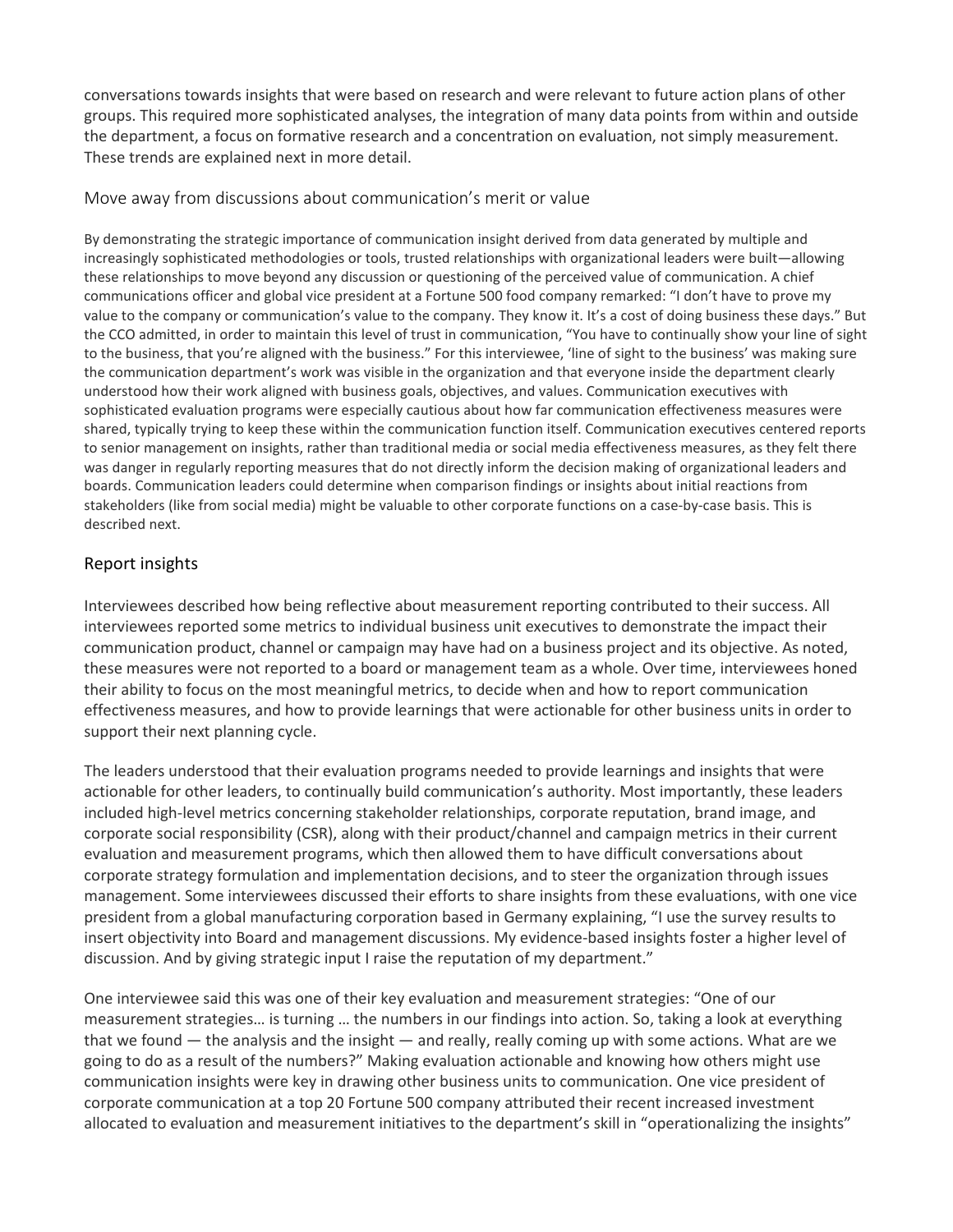conversations towards insights that were based on research and were relevant to future action plans of other groups. This required more sophisticated analyses, the integration of many data points from within and outside the department, a focus on formative research and a concentration on evaluation, not simply measurement. These trends are explained next in more detail.

### Move away from discussions about communication's merit or value

By demonstrating the strategic importance of communication insight derived from data generated by multiple and increasingly sophisticated methodologies or tools, trusted relationships with organizational leaders were built—allowing these relationships to move beyond any discussion or questioning of the perceived value of communication. A chief communications officer and global vice president at a Fortune 500 food company remarked: "I don't have to prove my value to the company or communication's value to the company. They know it. It's a cost of doing business these days." But the CCO admitted, in order to maintain this level of trust in communication, "You have to continually show your line of sight to the business, that you're aligned with the business." For this interviewee, 'line of sight to the business' was making sure the communication department's work was visible in the organization and that everyone inside the department clearly understood how their work aligned with business goals, objectives, and values. Communication executives with sophisticated evaluation programs were especially cautious about how far communication effectiveness measures were shared, typically trying to keep these within the communication function itself. Communication executives centered reports to senior management on insights, rather than traditional media or social media effectiveness measures, as they felt there was danger in regularly reporting measures that do not directly inform the decision making of organizational leaders and boards. Communication leaders could determine when comparison findings or insights about initial reactions from stakeholders (like from social media) might be valuable to other corporate functions on a case-by-case basis. This is described next.

### Report insights

Interviewees described how being reflective about measurement reporting contributed to their success. All interviewees reported some metrics to individual business unit executives to demonstrate the impact their communication product, channel or campaign may have had on a business project and its objective. As noted, these measures were not reported to a board or management team as a whole. Over time, interviewees honed their ability to focus on the most meaningful metrics, to decide when and how to report communication effectiveness measures, and how to provide learnings that were actionable for other business units in order to support their next planning cycle.

The leaders understood that their evaluation programs needed to provide learnings and insights that were actionable for other leaders, to continually build communication's authority. Most importantly, these leaders included high-level metrics concerning stakeholder relationships, corporate reputation, brand image, and corporate social responsibility (CSR), along with their product/channel and campaign metrics in their current evaluation and measurement programs, which then allowed them to have difficult conversations about corporate strategy formulation and implementation decisions, and to steer the organization through issues management. Some interviewees discussed their efforts to share insights from these evaluations, with one vice president from a global manufacturing corporation based in Germany explaining, "I use the survey results to insert objectivity into Board and management discussions. My evidence-based insights foster a higher level of discussion. And by giving strategic input I raise the reputation of my department."

One interviewee said this was one of their key evaluation and measurement strategies: "One of our measurement strategies… is turning … the numbers in our findings into action. So, taking a look at everything that we found — the analysis and the insight — and really, really coming up with some actions. What are we going to do as a result of the numbers?" Making evaluation actionable and knowing how others might use communication insights were key in drawing other business units to communication. One vice president of corporate communication at a top 20 Fortune 500 company attributed their recent increased investment allocated to evaluation and measurement initiatives to the department's skill in "operationalizing the insights"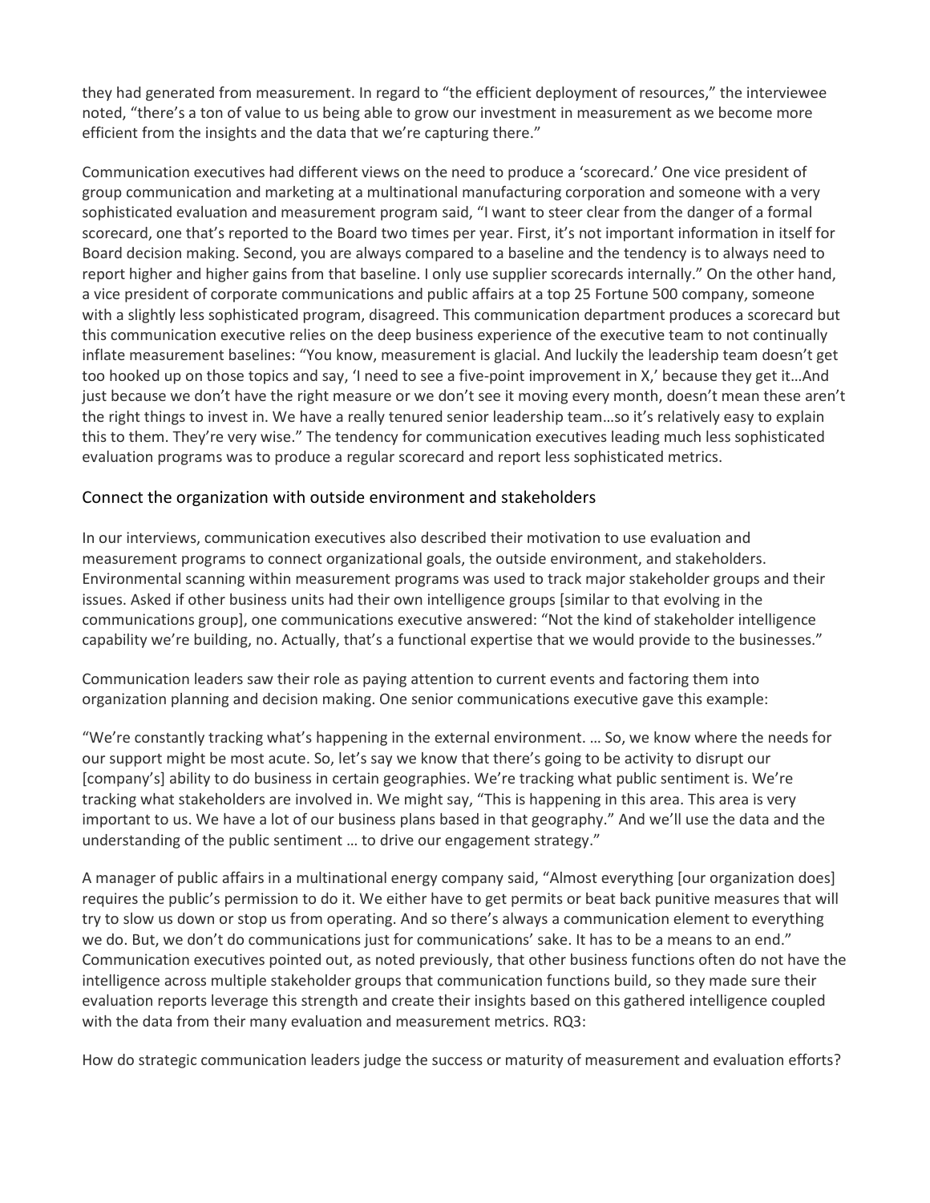they had generated from measurement. In regard to "the efficient deployment of resources," the interviewee noted, "there's a ton of value to us being able to grow our investment in measurement as we become more efficient from the insights and the data that we're capturing there."

Communication executives had different views on the need to produce a 'scorecard.' One vice president of group communication and marketing at a multinational manufacturing corporation and someone with a very sophisticated evaluation and measurement program said, "I want to steer clear from the danger of a formal scorecard, one that's reported to the Board two times per year. First, it's not important information in itself for Board decision making. Second, you are always compared to a baseline and the tendency is to always need to report higher and higher gains from that baseline. I only use supplier scorecards internally." On the other hand, a vice president of corporate communications and public affairs at a top 25 Fortune 500 company, someone with a slightly less sophisticated program, disagreed. This communication department produces a scorecard but this communication executive relies on the deep business experience of the executive team to not continually inflate measurement baselines: "You know, measurement is glacial. And luckily the leadership team doesn't get too hooked up on those topics and say, 'I need to see a five-point improvement in X,' because they get it…And just because we don't have the right measure or we don't see it moving every month, doesn't mean these aren't the right things to invest in. We have a really tenured senior leadership team…so it's relatively easy to explain this to them. They're very wise." The tendency for communication executives leading much less sophisticated evaluation programs was to produce a regular scorecard and report less sophisticated metrics.

## Connect the organization with outside environment and stakeholders

In our interviews, communication executives also described their motivation to use evaluation and measurement programs to connect organizational goals, the outside environment, and stakeholders. Environmental scanning within measurement programs was used to track major stakeholder groups and their issues. Asked if other business units had their own intelligence groups [similar to that evolving in the communications group], one communications executive answered: "Not the kind of stakeholder intelligence capability we're building, no. Actually, that's a functional expertise that we would provide to the businesses."

Communication leaders saw their role as paying attention to current events and factoring them into organization planning and decision making. One senior communications executive gave this example:

"We're constantly tracking what's happening in the external environment. … So, we know where the needs for our support might be most acute. So, let's say we know that there's going to be activity to disrupt our [company's] ability to do business in certain geographies. We're tracking what public sentiment is. We're tracking what stakeholders are involved in. We might say, "This is happening in this area. This area is very important to us. We have a lot of our business plans based in that geography." And we'll use the data and the understanding of the public sentiment … to drive our engagement strategy."

A manager of public affairs in a multinational energy company said, "Almost everything [our organization does] requires the public's permission to do it. We either have to get permits or beat back punitive measures that will try to slow us down or stop us from operating. And so there's always a communication element to everything we do. But, we don't do communications just for communications' sake. It has to be a means to an end." Communication executives pointed out, as noted previously, that other business functions often do not have the intelligence across multiple stakeholder groups that communication functions build, so they made sure their evaluation reports leverage this strength and create their insights based on this gathered intelligence coupled with the data from their many evaluation and measurement metrics. RQ3:

How do strategic communication leaders judge the success or maturity of measurement and evaluation efforts?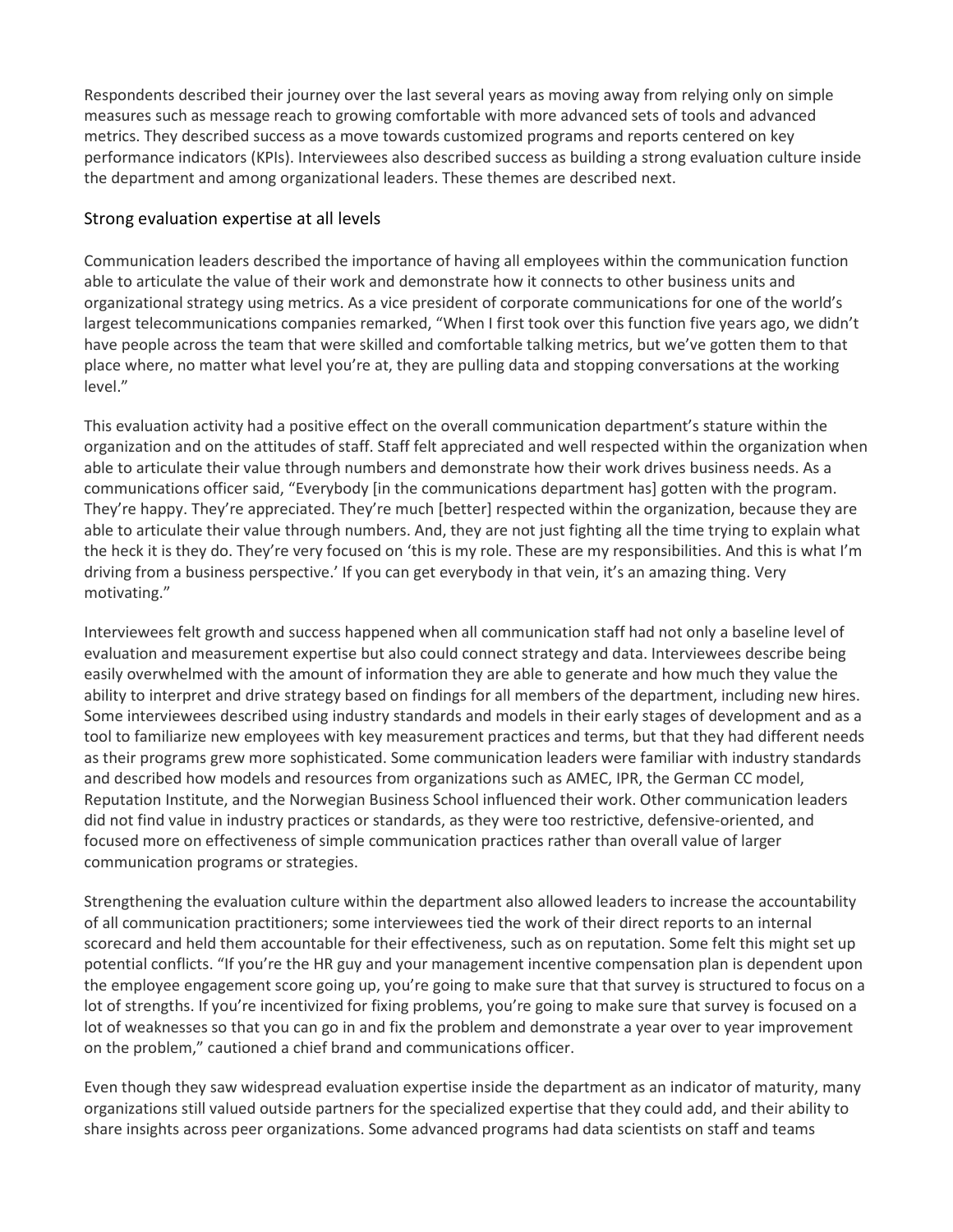Respondents described their journey over the last several years as moving away from relying only on simple measures such as message reach to growing comfortable with more advanced sets of tools and advanced metrics. They described success as a move towards customized programs and reports centered on key performance indicators (KPIs). Interviewees also described success as building a strong evaluation culture inside the department and among organizational leaders. These themes are described next.

## Strong evaluation expertise at all levels

Communication leaders described the importance of having all employees within the communication function able to articulate the value of their work and demonstrate how it connects to other business units and organizational strategy using metrics. As a vice president of corporate communications for one of the world's largest telecommunications companies remarked, "When I first took over this function five years ago, we didn't have people across the team that were skilled and comfortable talking metrics, but we've gotten them to that place where, no matter what level you're at, they are pulling data and stopping conversations at the working level."

This evaluation activity had a positive effect on the overall communication department's stature within the organization and on the attitudes of staff. Staff felt appreciated and well respected within the organization when able to articulate their value through numbers and demonstrate how their work drives business needs. As a communications officer said, "Everybody [in the communications department has] gotten with the program. They're happy. They're appreciated. They're much [better] respected within the organization, because they are able to articulate their value through numbers. And, they are not just fighting all the time trying to explain what the heck it is they do. They're very focused on 'this is my role. These are my responsibilities. And this is what I'm driving from a business perspective.' If you can get everybody in that vein, it's an amazing thing. Very motivating."

Interviewees felt growth and success happened when all communication staff had not only a baseline level of evaluation and measurement expertise but also could connect strategy and data. Interviewees describe being easily overwhelmed with the amount of information they are able to generate and how much they value the ability to interpret and drive strategy based on findings for all members of the department, including new hires. Some interviewees described using industry standards and models in their early stages of development and as a tool to familiarize new employees with key measurement practices and terms, but that they had different needs as their programs grew more sophisticated. Some communication leaders were familiar with industry standards and described how models and resources from organizations such as AMEC, IPR, the German CC model, Reputation Institute, and the Norwegian Business School influenced their work. Other communication leaders did not find value in industry practices or standards, as they were too restrictive, defensive-oriented, and focused more on effectiveness of simple communication practices rather than overall value of larger communication programs or strategies.

Strengthening the evaluation culture within the department also allowed leaders to increase the accountability of all communication practitioners; some interviewees tied the work of their direct reports to an internal scorecard and held them accountable for their effectiveness, such as on reputation. Some felt this might set up potential conflicts. "If you're the HR guy and your management incentive compensation plan is dependent upon the employee engagement score going up, you're going to make sure that that survey is structured to focus on a lot of strengths. If you're incentivized for fixing problems, you're going to make sure that survey is focused on a lot of weaknesses so that you can go in and fix the problem and demonstrate a year over to year improvement on the problem," cautioned a chief brand and communications officer.

Even though they saw widespread evaluation expertise inside the department as an indicator of maturity, many organizations still valued outside partners for the specialized expertise that they could add, and their ability to share insights across peer organizations. Some advanced programs had data scientists on staff and teams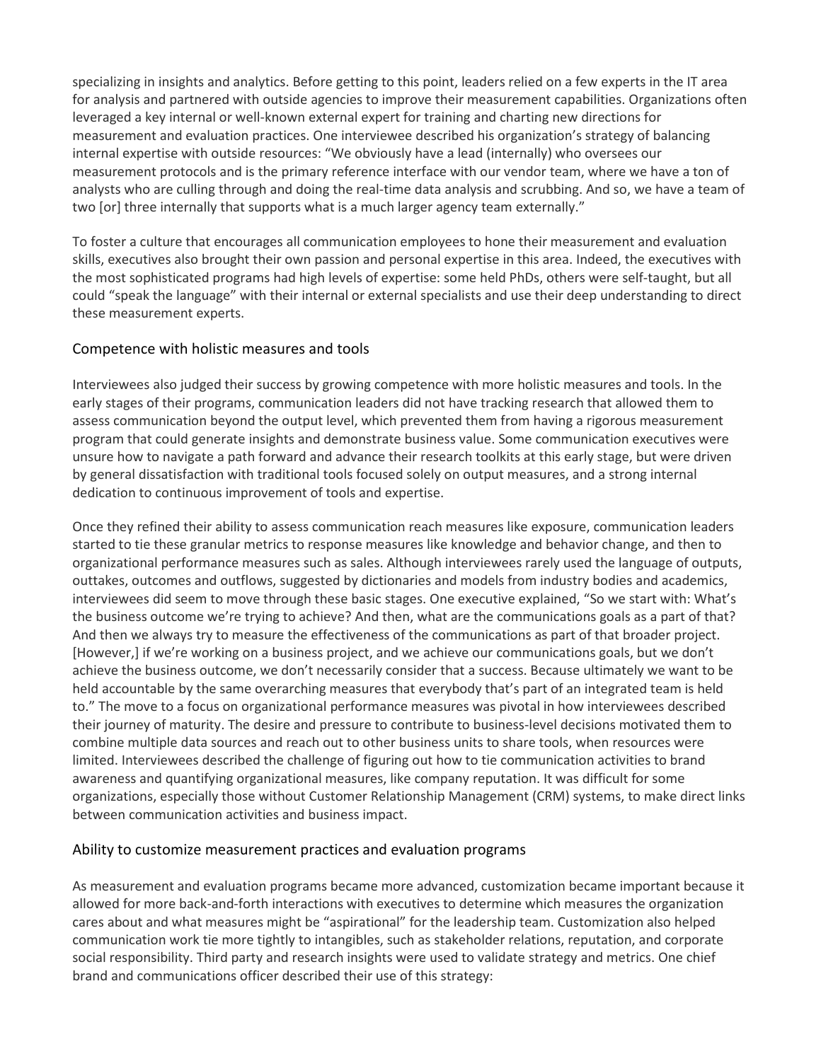specializing in insights and analytics. Before getting to this point, leaders relied on a few experts in the IT area for analysis and partnered with outside agencies to improve their measurement capabilities. Organizations often leveraged a key internal or well-known external expert for training and charting new directions for measurement and evaluation practices. One interviewee described his organization's strategy of balancing internal expertise with outside resources: "We obviously have a lead (internally) who oversees our measurement protocols and is the primary reference interface with our vendor team, where we have a ton of analysts who are culling through and doing the real-time data analysis and scrubbing. And so, we have a team of two [or] three internally that supports what is a much larger agency team externally."

To foster a culture that encourages all communication employees to hone their measurement and evaluation skills, executives also brought their own passion and personal expertise in this area. Indeed, the executives with the most sophisticated programs had high levels of expertise: some held PhDs, others were self-taught, but all could "speak the language" with their internal or external specialists and use their deep understanding to direct these measurement experts.

### Competence with holistic measures and tools

Interviewees also judged their success by growing competence with more holistic measures and tools. In the early stages of their programs, communication leaders did not have tracking research that allowed them to assess communication beyond the output level, which prevented them from having a rigorous measurement program that could generate insights and demonstrate business value. Some communication executives were unsure how to navigate a path forward and advance their research toolkits at this early stage, but were driven by general dissatisfaction with traditional tools focused solely on output measures, and a strong internal dedication to continuous improvement of tools and expertise.

Once they refined their ability to assess communication reach measures like exposure, communication leaders started to tie these granular metrics to response measures like knowledge and behavior change, and then to organizational performance measures such as sales. Although interviewees rarely used the language of outputs, outtakes, outcomes and outflows, suggested by dictionaries and models from industry bodies and academics, interviewees did seem to move through these basic stages. One executive explained, "So we start with: What's the business outcome we're trying to achieve? And then, what are the communications goals as a part of that? And then we always try to measure the effectiveness of the communications as part of that broader project. [However,] if we're working on a business project, and we achieve our communications goals, but we don't achieve the business outcome, we don't necessarily consider that a success. Because ultimately we want to be held accountable by the same overarching measures that everybody that's part of an integrated team is held to." The move to a focus on organizational performance measures was pivotal in how interviewees described their journey of maturity. The desire and pressure to contribute to business-level decisions motivated them to combine multiple data sources and reach out to other business units to share tools, when resources were limited. Interviewees described the challenge of figuring out how to tie communication activities to brand awareness and quantifying organizational measures, like company reputation. It was difficult for some organizations, especially those without Customer Relationship Management (CRM) systems, to make direct links between communication activities and business impact.

### Ability to customize measurement practices and evaluation programs

As measurement and evaluation programs became more advanced, customization became important because it allowed for more back-and-forth interactions with executives to determine which measures the organization cares about and what measures might be "aspirational" for the leadership team. Customization also helped communication work tie more tightly to intangibles, such as stakeholder relations, reputation, and corporate social responsibility. Third party and research insights were used to validate strategy and metrics. One chief brand and communications officer described their use of this strategy: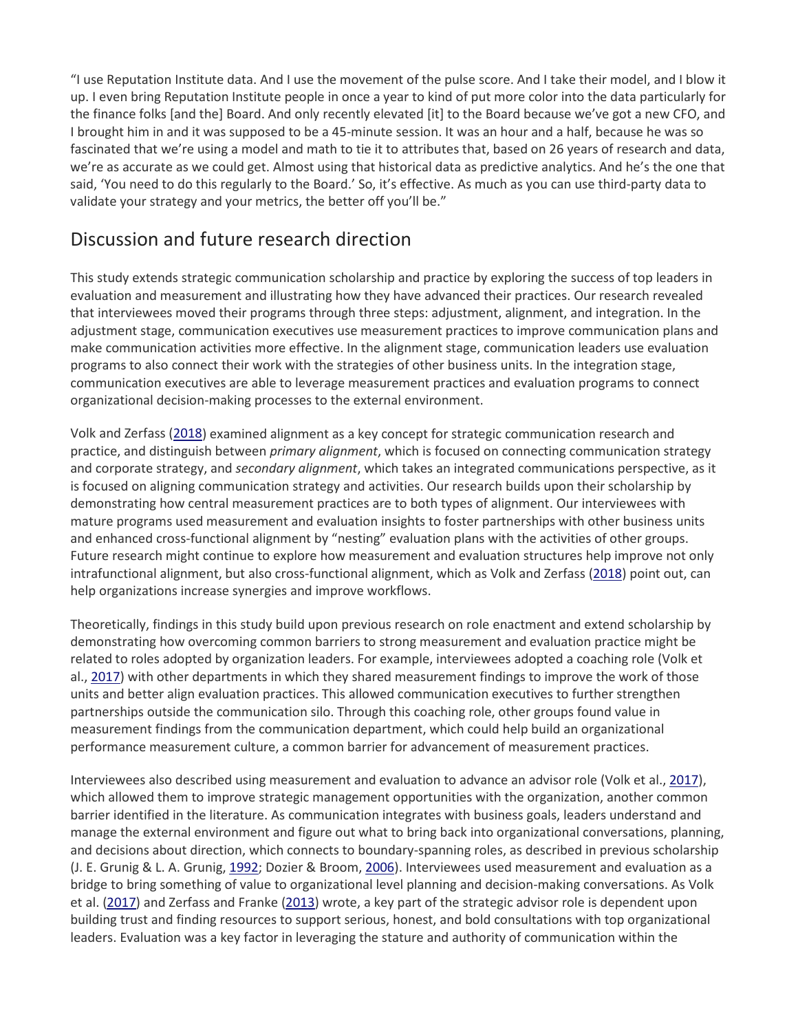"I use Reputation Institute data. And I use the movement of the pulse score. And I take their model, and I blow it up. I even bring Reputation Institute people in once a year to kind of put more color into the data particularly for the finance folks [and the] Board. And only recently elevated [it] to the Board because we've got a new CFO, and I brought him in and it was supposed to be a 45-minute session. It was an hour and a half, because he was so fascinated that we're using a model and math to tie it to attributes that, based on 26 years of research and data, we're as accurate as we could get. Almost using that historical data as predictive analytics. And he's the one that said, 'You need to do this regularly to the Board.' So, it's effective. As much as you can use third-party data to validate your strategy and your metrics, the better off you'll be."

## Discussion and future research direction

This study extends strategic communication scholarship and practice by exploring the success of top leaders in evaluation and measurement and illustrating how they have advanced their practices. Our research revealed that interviewees moved their programs through three steps: adjustment, alignment, and integration. In the adjustment stage, communication executives use measurement practices to improve communication plans and make communication activities more effective. In the alignment stage, communication leaders use evaluation programs to also connect their work with the strategies of other business units. In the integration stage, communication executives are able to leverage measurement practices and evaluation programs to connect organizational decision-making processes to the external environment.

Volk and Zerfass (2018) examined alignment as a key concept for strategic communication research and practice, and distinguish between *primary alignment*, which is focused on connecting communication strategy and corporate strategy, and *secondary alignment*, which takes an integrated communications perspective, as it is focused on aligning communication strategy and activities. Our research builds upon their scholarship by demonstrating how central measurement practices are to both types of alignment. Our interviewees with mature programs used measurement and evaluation insights to foster partnerships with other business units and enhanced cross-functional alignment by "nesting" evaluation plans with the activities of other groups. Future research might continue to explore how measurement and evaluation structures help improve not only intrafunctional alignment, but also cross-functional alignment, which as Volk and Zerfass (2018) point out, can help organizations increase synergies and improve workflows.

Theoretically, findings in this study build upon previous research on role enactment and extend scholarship by demonstrating how overcoming common barriers to strong measurement and evaluation practice might be related to roles adopted by organization leaders. For example, interviewees adopted a coaching role (Volk et al., 2017) with other departments in which they shared measurement findings to improve the work of those units and better align evaluation practices. This allowed communication executives to further strengthen partnerships outside the communication silo. Through this coaching role, other groups found value in measurement findings from the communication department, which could help build an organizational performance measurement culture, a common barrier for advancement of measurement practices.

Interviewees also described using measurement and evaluation to advance an advisor role (Volk et al., 2017), which allowed them to improve strategic management opportunities with the organization, another common barrier identified in the literature. As communication integrates with business goals, leaders understand and manage the external environment and figure out what to bring back into organizational conversations, planning, and decisions about direction, which connects to boundary-spanning roles, as described in previous scholarship (J. E. Grunig & L. A. Grunig, 1992; Dozier & Broom, 2006). Interviewees used measurement and evaluation as a bridge to bring something of value to organizational level planning and decision-making conversations. As Volk et al. (2017) and Zerfass and Franke (2013) wrote, a key part of the strategic advisor role is dependent upon building trust and finding resources to support serious, honest, and bold consultations with top organizational leaders. Evaluation was a key factor in leveraging the stature and authority of communication within the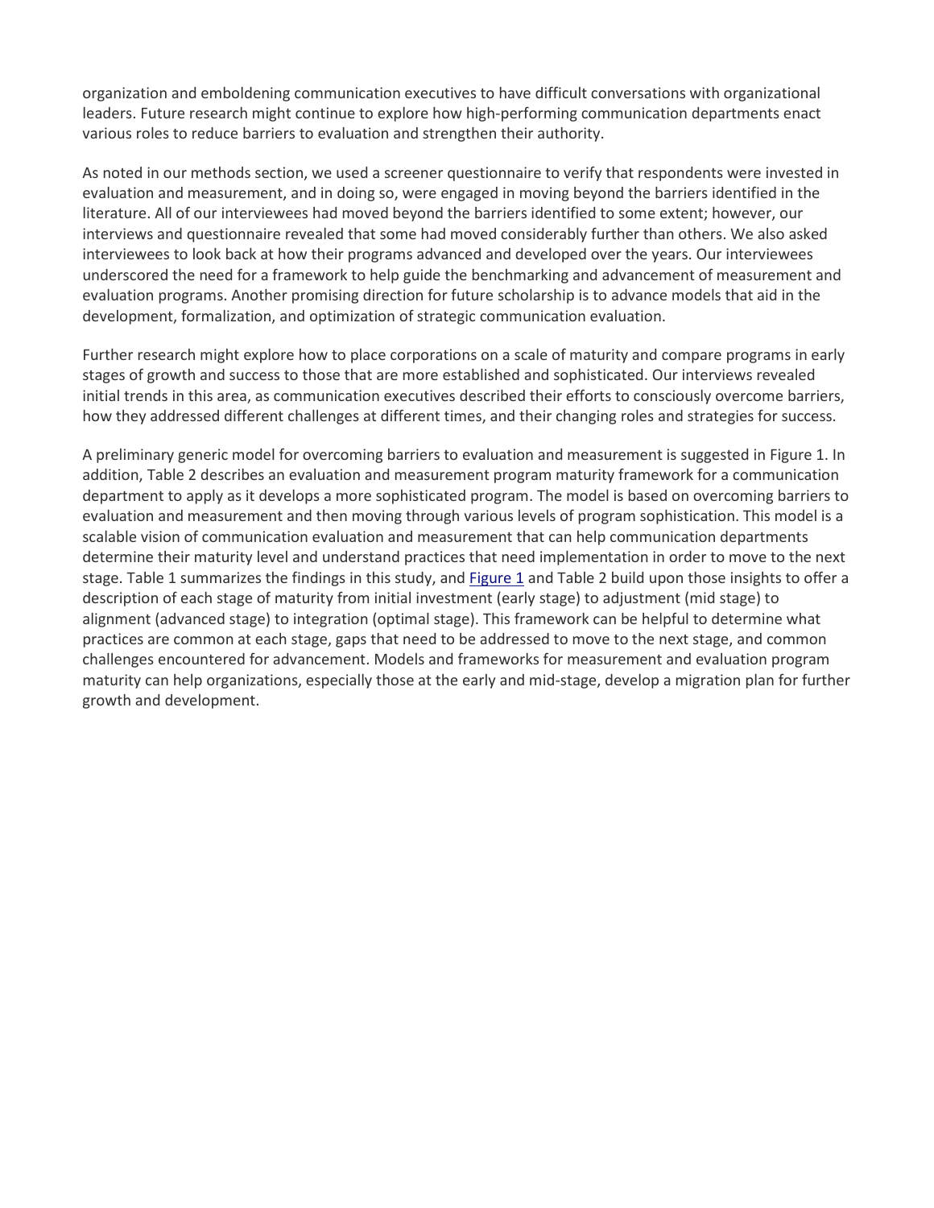organization and emboldening communication executives to have difficult conversations with organizational leaders. Future research might continue to explore how high-performing communication departments enact various roles to reduce barriers to evaluation and strengthen their authority.

As noted in our methods section, we used a screener questionnaire to verify that respondents were invested in evaluation and measurement, and in doing so, were engaged in moving beyond the barriers identified in the literature. All of our interviewees had moved beyond the barriers identified to some extent; however, our interviews and questionnaire revealed that some had moved considerably further than others. We also asked interviewees to look back at how their programs advanced and developed over the years. Our interviewees underscored the need for a framework to help guide the benchmarking and advancement of measurement and evaluation programs. Another promising direction for future scholarship is to advance models that aid in the development, formalization, and optimization of strategic communication evaluation.

Further research might explore how to place corporations on a scale of maturity and compare programs in early stages of growth and success to those that are more established and sophisticated. Our interviews revealed initial trends in this area, as communication executives described their efforts to consciously overcome barriers, how they addressed different challenges at different times, and their changing roles and strategies for success.

A preliminary generic model for overcoming barriers to evaluation and measurement is suggested in Figure 1. In addition, Table 2 describes an evaluation and measurement program maturity framework for a communication department to apply as it develops a more sophisticated program. The model is based on overcoming barriers to evaluation and measurement and then moving through various levels of program sophistication. This model is a scalable vision of communication evaluation and measurement that can help communication departments determine their maturity level and understand practices that need implementation in order to move to the next stage. Table 1 summarizes the findings in this study, and Figure 1 and Table 2 build upon those insights to offer a description of each stage of maturity from initial investment (early stage) to adjustment (mid stage) to alignment (advanced stage) to integration (optimal stage). This framework can be helpful to determine what practices are common at each stage, gaps that need to be addressed to move to the next stage, and common challenges encountered for advancement. Models and frameworks for measurement and evaluation program maturity can help organizations, especially those at the early and mid-stage, develop a migration plan for further growth and development.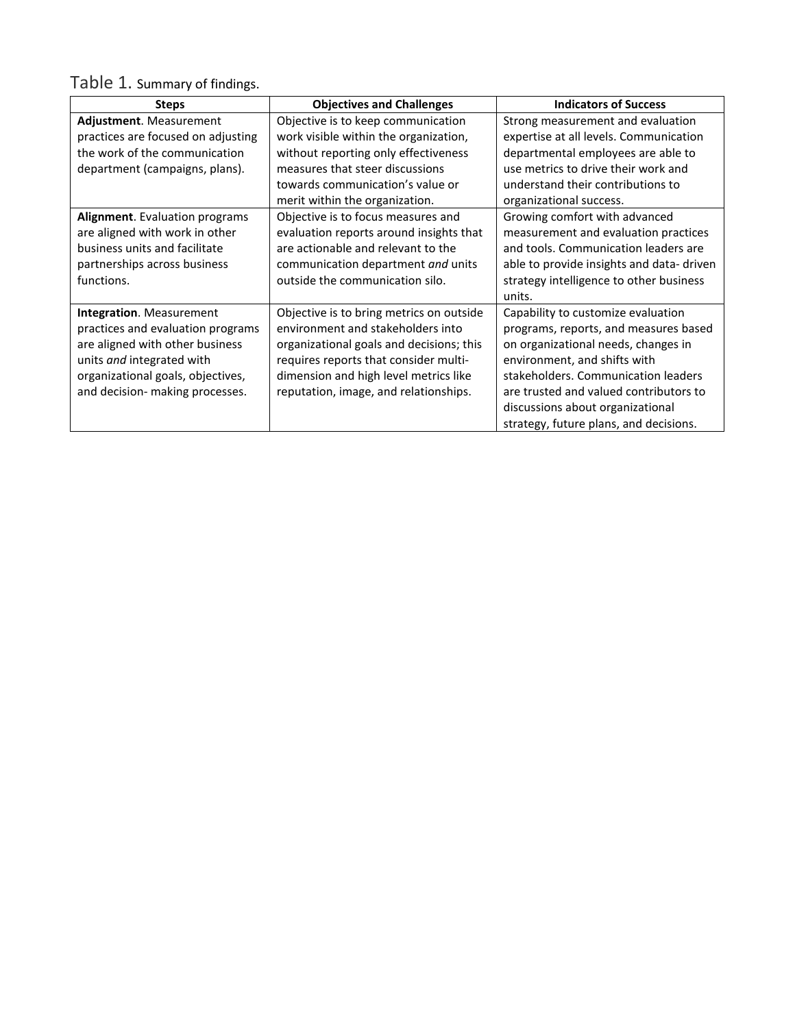Table 1. Summary of findings.

| Steps | Objectives and Challenges | Indicators of Success |
|---|---|---|
| **Adjustment**. Measurement practices are focused on adjusting the work of the communication department (campaigns, plans). | Objective is to keep communication work visible within the organization, without reporting only effectiveness measures that steer discussions towards communication's value or merit within the organization. | Strong measurement and evaluation expertise at all levels. Communication departmental employees are able to use metrics to drive their work and understand their contributions to organizational success. |
| **Alignment**. Evaluation programs are aligned with work in other business units and facilitate partnerships across business functions. | Objective is to focus measures and evaluation reports around insights that are actionable and relevant to the communication department *and* units outside the communication silo. | Growing comfort with advanced measurement and evaluation practices and tools. Communication leaders are able to provide insights and data- driven strategy intelligence to other business units. |
| **Integration**. Measurement practices and evaluation programs are aligned with other business units *and* integrated with organizational goals, objectives, and decision- making processes. | Objective is to bring metrics on outside environment and stakeholders into organizational goals and decisions; this requires reports that consider multi-dimension and high level metrics like reputation, image, and relationships. | Capability to customize evaluation programs, reports, and measures based on organizational needs, changes in environment, and shifts with stakeholders. Communication leaders are trusted and valued contributors to discussions about organizational strategy, future plans, and decisions. |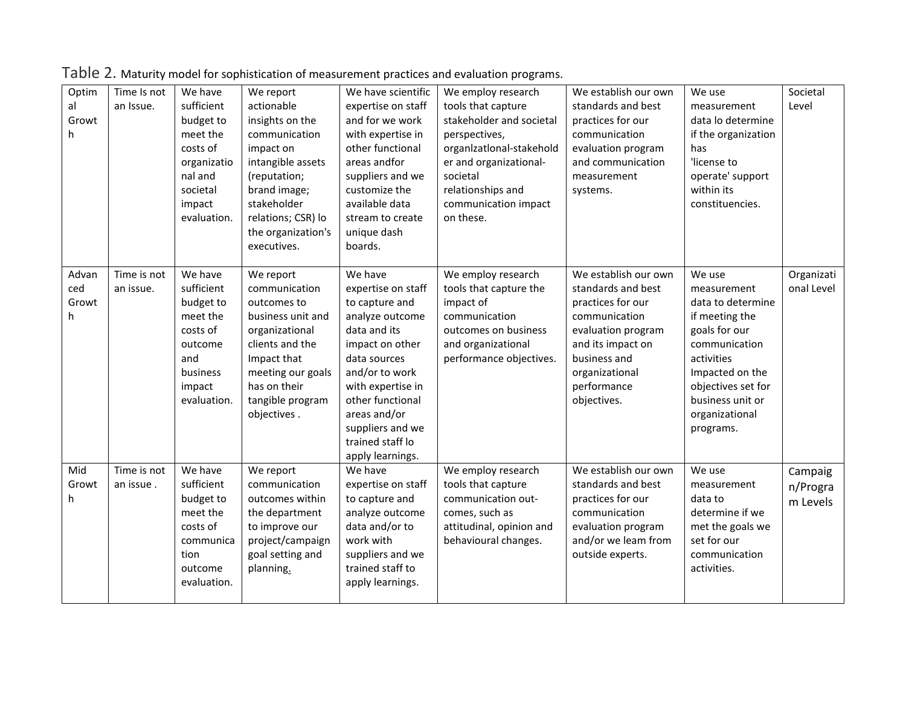Table 2. Maturity model for sophistication of measurement practices and evaluation programs.

| | | | | | | | | |
|---|---|---|---|---|---|---|---|---|
| Optimal Growth | Time Is not an Issue. | We have sufficient budget to meet the costs of organizational and societal impact evaluation. | We report actionable insights on the communication impact on intangible assets (reputation; brand image; stakeholder relations; CSR) lo the organization's executives. | We have scientific expertise on staff and for we work with expertise in other functional areas andfor suppliers and we customize the available data stream to create unique dash boards. | We employ research tools that capture stakeholder and societal perspectives, organlzatlonal-stakeholder and organizational-societal relationships and communication impact on these. | We establish our own standards and best practices for our communication evaluation program and communication measurement systems. | We use measurement data lo determine if the organization has 'license to operate' support within its constituencies. | Societal Level |
| Advanced Growth | Time is not an issue. | We have sufficient budget to meet the costs of outcome and business impact evaluation. | We report communication outcomes to business unit and organizational clients and the Impact that meeting our goals has on their tangible program objectives . | We have expertise on staff to capture and analyze outcome data and its impact on other data sources and/or to work with expertise in other functional areas and/or suppliers and we trained staff lo apply learnings. | We employ research tools that capture the impact of communication outcomes on business and organizational performance objectives. | We establish our own standards and best practices for our communication evaluation program and its impact on business and organizational performance objectives. | We use measurement data to determine if meeting the goals for our communication activities Impacted on the objectives set for business unit or organizational programs. | Organizational Level |
| Mid Growth | Time is not an issue . | We have sufficient budget to meet the costs of communication outcome evaluation. | We report communication outcomes within the department to improve our project/campaign goal setting and planning. | We have expertise on staff to capture and analyze outcome data and/or to work with suppliers and we trained staff to apply learnings. | We employ research tools that capture communication out-comes, such as attitudinal, opinion and behavioural changes. | We establish our own standards and best practices for our communication evaluation program and/or we leam from outside experts. | We use measurement data to determine if we met the goals we set for our communication activities. | Campaign/Program Levels |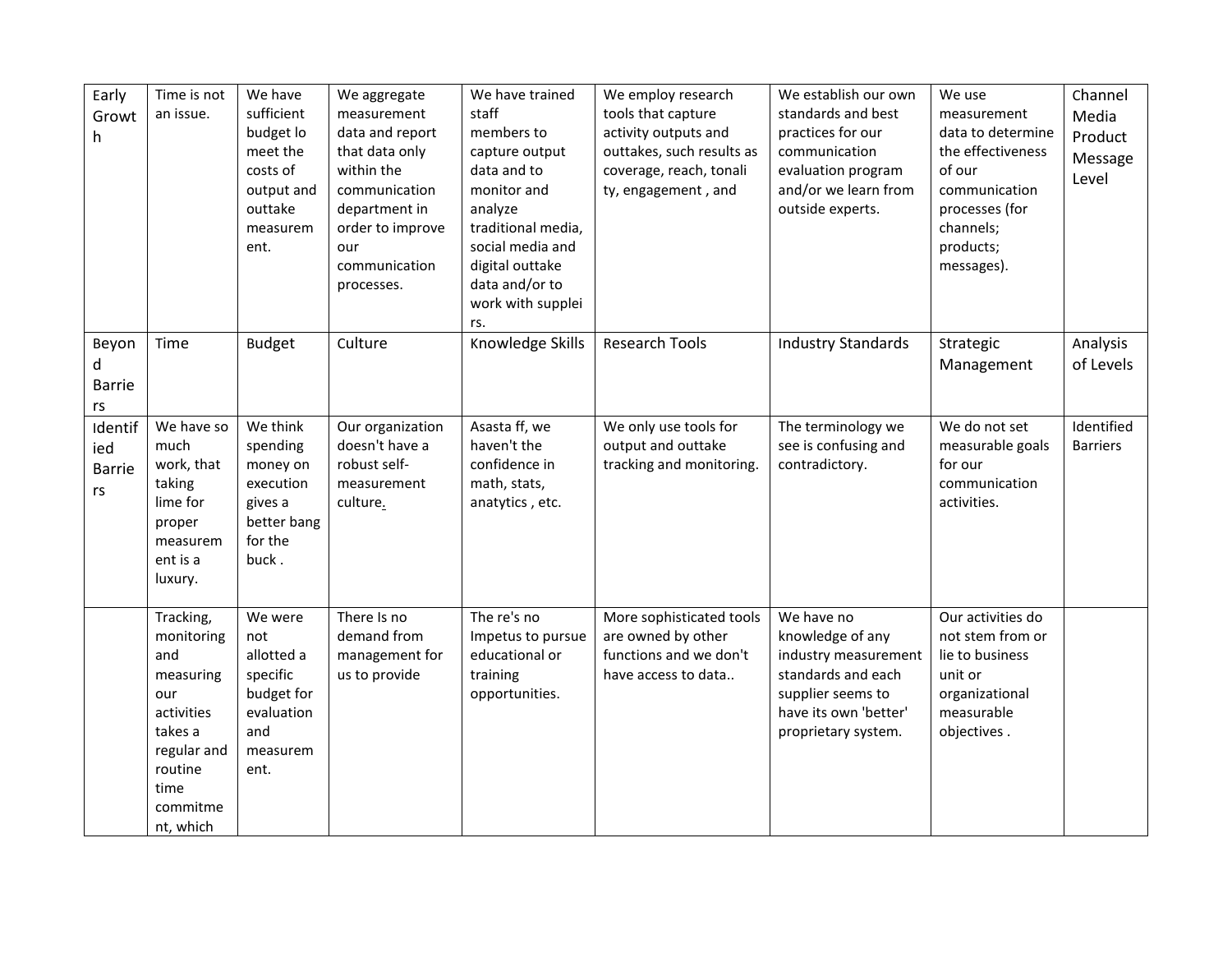| Early Growth | Time is not an issue. | We have sufficient budget lo meet the costs of output and outtake measurement. | We aggregate measurement data and report that data only within the communication department in order to improve our communication processes. | We have trained staff members to capture output data and to monitor and analyze traditional media, social media and digital outtake data and/or to work with suppliers. | We employ research tools that capture activity outputs and outtakes, such results as coverage, reach, tonality, engagement , and | We establish our own standards and best practices for our communication evaluation program and/or we learn from outside experts. | We use measurement data to determine the effectiveness of our communication processes (for channels; products; messages). | Channel Media Product Message Level |
|---|---|---|---|---|---|---|---|---|
| Beyond Barriers | Time | Budget | Culture | Knowledge Skills | Research Tools | Industry Standards | Strategic Management | Analysis of Levels |
| Identified Barriers | We have so much work, that taking lime for proper measurement is a luxury. | We think spending money on execution gives a better bang for the buck . | Our organization doesn't have a robust self-measurement culture. | Asasta ff, we haven't the confidence in math, stats, anatytics , etc. | We only use tools for output and outtake tracking and monitoring. | The terminology we see is confusing and contradictory. | We do not set measurable goals for our communication activities. | Identified Barriers |
| | Tracking, monitoring and measuring our activities takes a regular and routine time commitment, which | We were not allotted a specific budget for evaluation and measurement. | There Is no demand from management for us to provide | The re's no Impetus to pursue educational or training opportunities. | More sophisticated tools are owned by other functions and we don't have access to data.. | We have no knowledge of any industry measurement standards and each supplier seems to have its own 'better' proprietary system. | Our activities do not stem from or lie to business unit or organizational measurable objectives . | |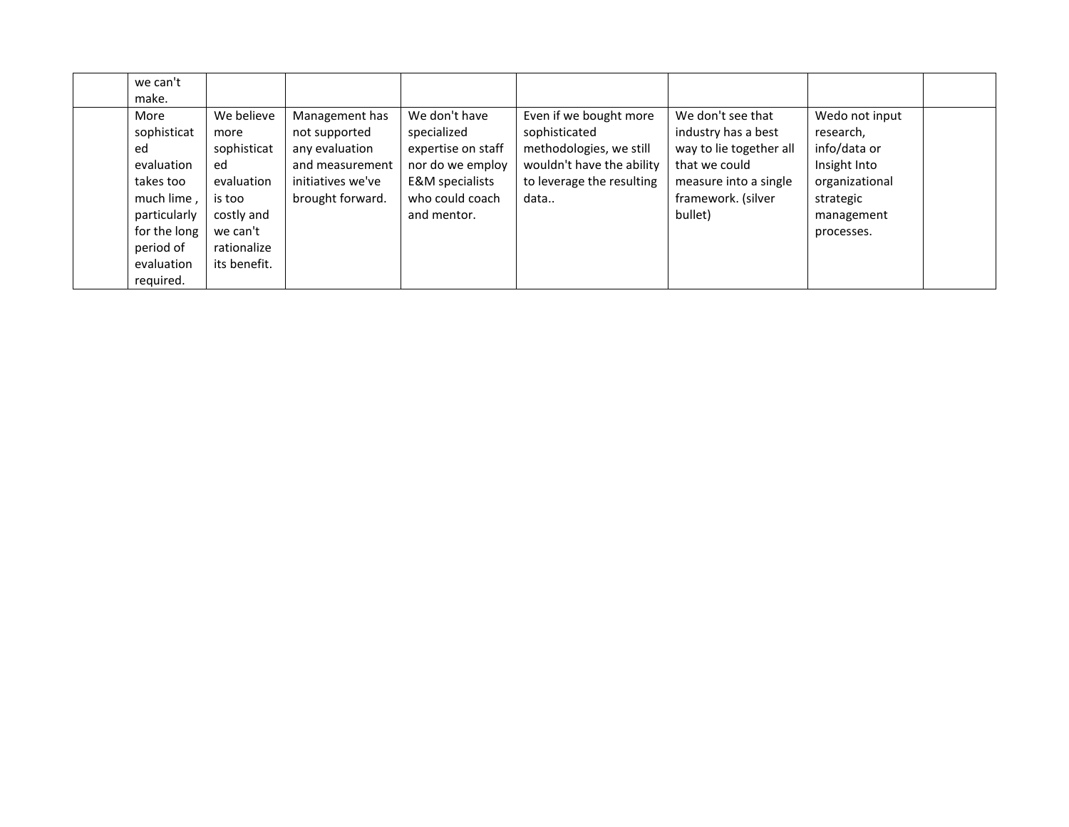| | | | | | | | | |
|---|---|---|---|---|---|---|---|---|
| | we can't make. | | | | | | | |
| | More sophisticated evaluation takes too much lime , particularly for the long period of evaluation required. | We believe more sophisticated evaluation is too costly and we can't rationalize its benefit. | Management has not supported any evaluation and measurement initiatives we've brought forward. | We don't have specialized expertise on staff nor do we employ E&M specialists who could coach and mentor. | Even if we bought more sophisticated methodologies, we still wouldn't have the ability to leverage the resulting data.. | We don't see that industry has a best way to lie together all that we could measure into a single framework. (silver bullet) | Wedo not input research, info/data or Insight Into organizational strategic management processes. | |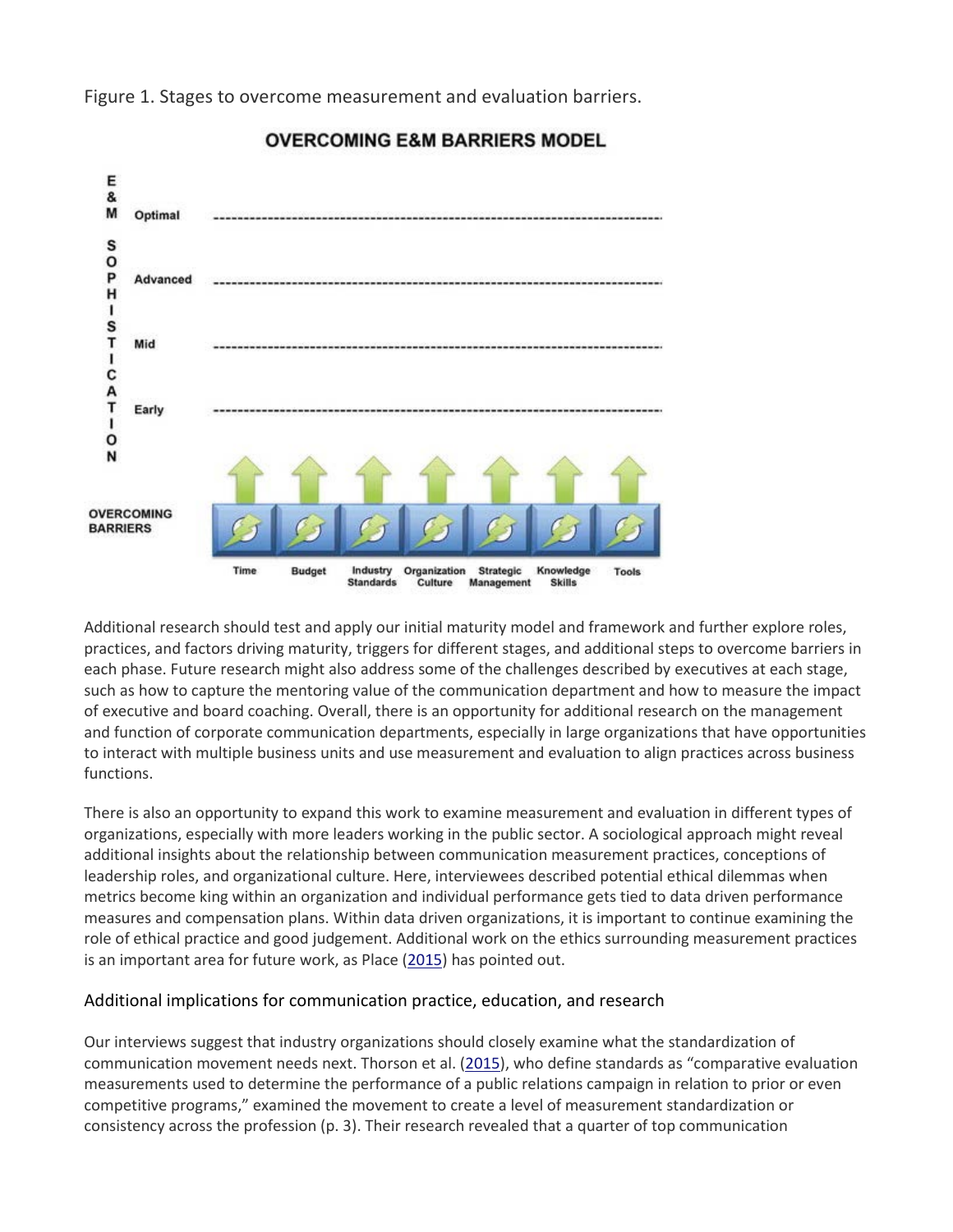Figure 1. Stages to overcome measurement and evaluation barriers.

Additional research should test and apply our initial maturity model and framework and further explore roles, practices, and factors driving maturity, triggers for different stages, and additional steps to overcome barriers in each phase. Future research might also address some of the challenges described by executives at each stage, such as how to capture the mentoring value of the communication department and how to measure the impact of executive and board coaching. Overall, there is an opportunity for additional research on the management and function of corporate communication departments, especially in large organizations that have opportunities to interact with multiple business units and use measurement and evaluation to align practices across business functions.

There is also an opportunity to expand this work to examine measurement and evaluation in different types of organizations, especially with more leaders working in the public sector. A sociological approach might reveal additional insights about the relationship between communication measurement practices, conceptions of leadership roles, and organizational culture. Here, interviewees described potential ethical dilemmas when metrics become king within an organization and individual performance gets tied to data driven performance measures and compensation plans. Within data driven organizations, it is important to continue examining the role of ethical practice and good judgement. Additional work on the ethics surrounding measurement practices is an important area for future work, as Place (2015) has pointed out.

## Additional implications for communication practice, education, and research

Our interviews suggest that industry organizations should closely examine what the standardization of communication movement needs next. Thorson et al. (2015), who define standards as "comparative evaluation measurements used to determine the performance of a public relations campaign in relation to prior or even competitive programs," examined the movement to create a level of measurement standardization or consistency across the profession (p. 3). Their research revealed that a quarter of top communication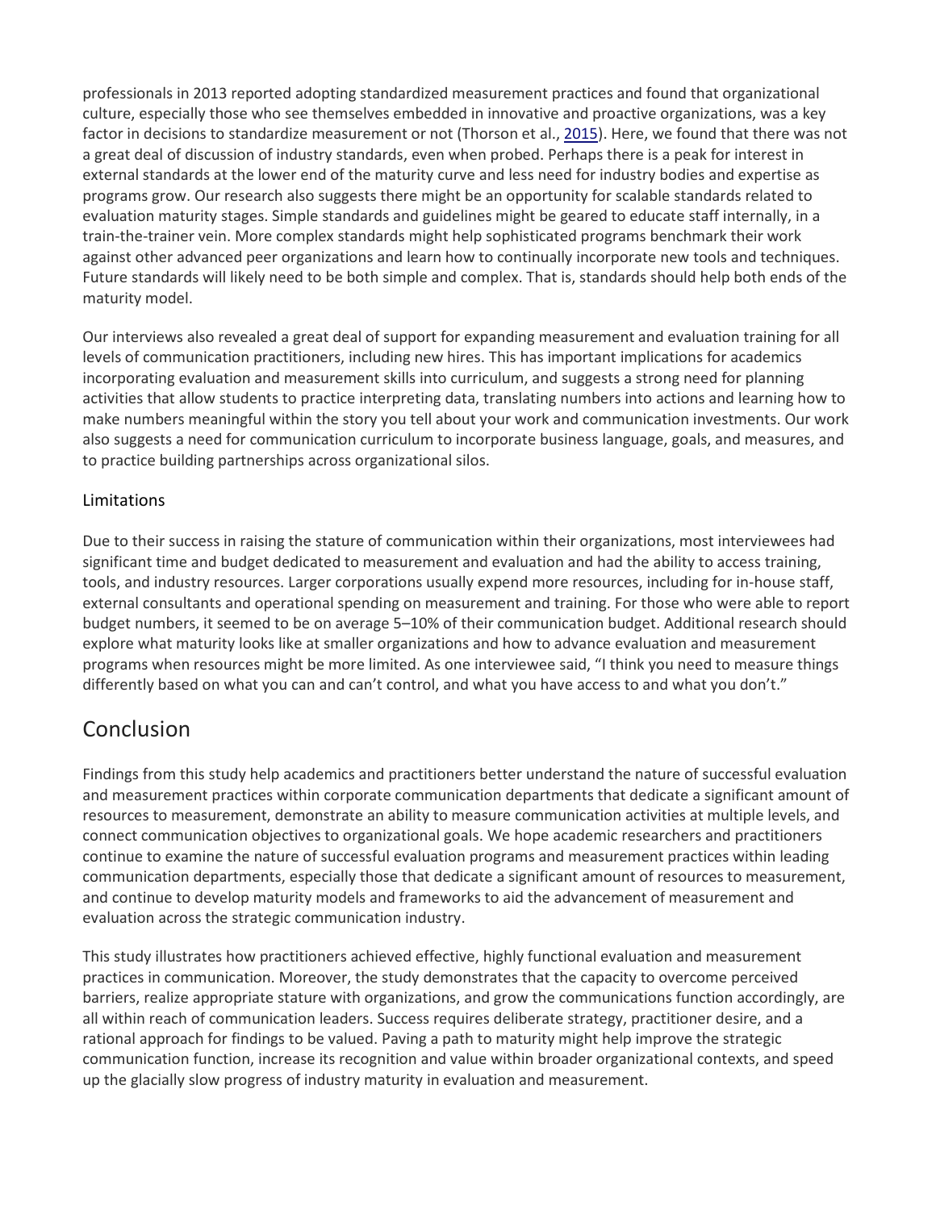professionals in 2013 reported adopting standardized measurement practices and found that organizational culture, especially those who see themselves embedded in innovative and proactive organizations, was a key factor in decisions to standardize measurement or not (Thorson et al., 2015). Here, we found that there was not a great deal of discussion of industry standards, even when probed. Perhaps there is a peak for interest in external standards at the lower end of the maturity curve and less need for industry bodies and expertise as programs grow. Our research also suggests there might be an opportunity for scalable standards related to evaluation maturity stages. Simple standards and guidelines might be geared to educate staff internally, in a train-the-trainer vein. More complex standards might help sophisticated programs benchmark their work against other advanced peer organizations and learn how to continually incorporate new tools and techniques. Future standards will likely need to be both simple and complex. That is, standards should help both ends of the maturity model.

Our interviews also revealed a great deal of support for expanding measurement and evaluation training for all levels of communication practitioners, including new hires. This has important implications for academics incorporating evaluation and measurement skills into curriculum, and suggests a strong need for planning activities that allow students to practice interpreting data, translating numbers into actions and learning how to make numbers meaningful within the story you tell about your work and communication investments. Our work also suggests a need for communication curriculum to incorporate business language, goals, and measures, and to practice building partnerships across organizational silos.

### Limitations

Due to their success in raising the stature of communication within their organizations, most interviewees had significant time and budget dedicated to measurement and evaluation and had the ability to access training, tools, and industry resources. Larger corporations usually expend more resources, including for in-house staff, external consultants and operational spending on measurement and training. For those who were able to report budget numbers, it seemed to be on average 5–10% of their communication budget. Additional research should explore what maturity looks like at smaller organizations and how to advance evaluation and measurement programs when resources might be more limited. As one interviewee said, "I think you need to measure things differently based on what you can and can't control, and what you have access to and what you don't."

## Conclusion

Findings from this study help academics and practitioners better understand the nature of successful evaluation and measurement practices within corporate communication departments that dedicate a significant amount of resources to measurement, demonstrate an ability to measure communication activities at multiple levels, and connect communication objectives to organizational goals. We hope academic researchers and practitioners continue to examine the nature of successful evaluation programs and measurement practices within leading communication departments, especially those that dedicate a significant amount of resources to measurement, and continue to develop maturity models and frameworks to aid the advancement of measurement and evaluation across the strategic communication industry.

This study illustrates how practitioners achieved effective, highly functional evaluation and measurement practices in communication. Moreover, the study demonstrates that the capacity to overcome perceived barriers, realize appropriate stature with organizations, and grow the communications function accordingly, are all within reach of communication leaders. Success requires deliberate strategy, practitioner desire, and a rational approach for findings to be valued. Paving a path to maturity might help improve the strategic communication function, increase its recognition and value within broader organizational contexts, and speed up the glacially slow progress of industry maturity in evaluation and measurement.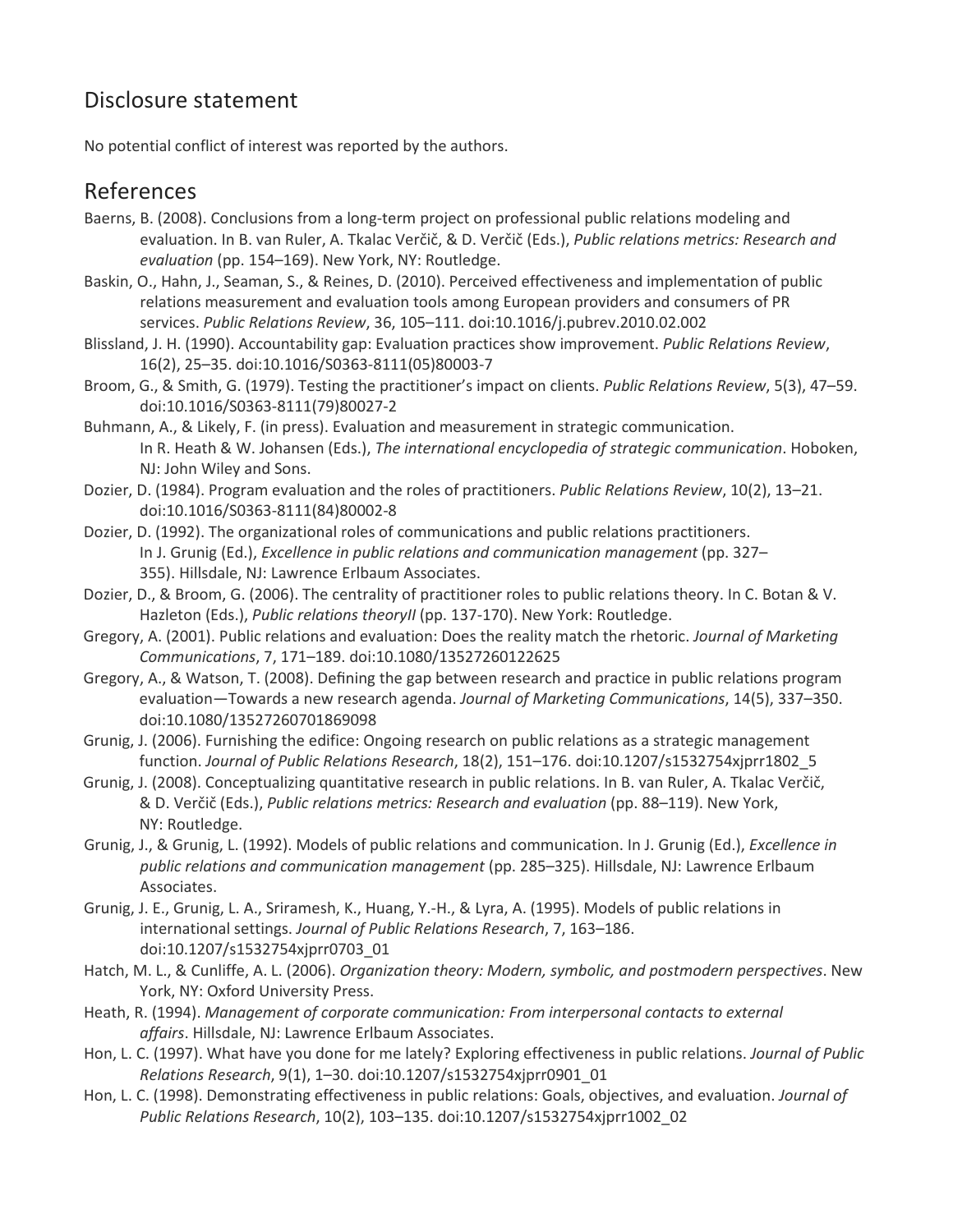## Disclosure statement

No potential conflict of interest was reported by the authors.

## References

Baerns, B. (2008). Conclusions from a long-term project on professional public relations modeling and evaluation. In B. van Ruler, A. Tkalac Verčič, & D. Verčič (Eds.), *Public relations metrics: Research and evaluation* (pp. 154–169). New York, NY: Routledge.

Baskin, O., Hahn, J., Seaman, S., & Reines, D. (2010). Perceived effectiveness and implementation of public relations measurement and evaluation tools among European providers and consumers of PR services. *Public Relations Review*, 36, 105–111. doi:10.1016/j.pubrev.2010.02.002

Blissland, J. H. (1990). Accountability gap: Evaluation practices show improvement. *Public Relations Review*, 16(2), 25–35. doi:10.1016/S0363-8111(05)80003-7

Broom, G., & Smith, G. (1979). Testing the practitioner's impact on clients. *Public Relations Review*, 5(3), 47–59. doi:10.1016/S0363-8111(79)80027-2

Buhmann, A., & Likely, F. (in press). Evaluation and measurement in strategic communication. In R. Heath & W. Johansen (Eds.), *The international encyclopedia of strategic communication*. Hoboken, NJ: John Wiley and Sons.

Dozier, D. (1984). Program evaluation and the roles of practitioners. *Public Relations Review*, 10(2), 13–21. doi:10.1016/S0363-8111(84)80002-8

Dozier, D. (1992). The organizational roles of communications and public relations practitioners. In J. Grunig (Ed.), *Excellence in public relations and communication management* (pp. 327–355). Hillsdale, NJ: Lawrence Erlbaum Associates.

Dozier, D., & Broom, G. (2006). The centrality of practitioner roles to public relations theory. In C. Botan & V. Hazleton (Eds.), *Public relations theoryII* (pp. 137-170). New York: Routledge.

Gregory, A. (2001). Public relations and evaluation: Does the reality match the rhetoric. *Journal of Marketing Communications*, 7, 171–189. doi:10.1080/13527260122625

Gregory, A., & Watson, T. (2008). Defining the gap between research and practice in public relations program evaluation—Towards a new research agenda. *Journal of Marketing Communications*, 14(5), 337–350. doi:10.1080/13527260701869098

Grunig, J. (2006). Furnishing the edifice: Ongoing research on public relations as a strategic management function. *Journal of Public Relations Research*, 18(2), 151–176. doi:10.1207/s1532754xjprr1802_5

Grunig, J. (2008). Conceptualizing quantitative research in public relations. In B. van Ruler, A. Tkalac Verčič, & D. Verčič (Eds.), *Public relations metrics: Research and evaluation* (pp. 88–119). New York, NY: Routledge.

Grunig, J., & Grunig, L. (1992). Models of public relations and communication. In J. Grunig (Ed.), *Excellence in public relations and communication management* (pp. 285–325). Hillsdale, NJ: Lawrence Erlbaum Associates.

Grunig, J. E., Grunig, L. A., Sriramesh, K., Huang, Y.-H., & Lyra, A. (1995). Models of public relations in international settings. *Journal of Public Relations Research*, 7, 163–186. doi:10.1207/s1532754xjprr0703_01

Hatch, M. L., & Cunliffe, A. L. (2006). *Organization theory: Modern, symbolic, and postmodern perspectives*. New York, NY: Oxford University Press.

Heath, R. (1994). *Management of corporate communication: From interpersonal contacts to external affairs*. Hillsdale, NJ: Lawrence Erlbaum Associates.

Hon, L. C. (1997). What have you done for me lately? Exploring effectiveness in public relations. *Journal of Public Relations Research*, 9(1), 1–30. doi:10.1207/s1532754xjprr0901_01

Hon, L. C. (1998). Demonstrating effectiveness in public relations: Goals, objectives, and evaluation. *Journal of Public Relations Research*, 10(2), 103–135. doi:10.1207/s1532754xjprr1002_02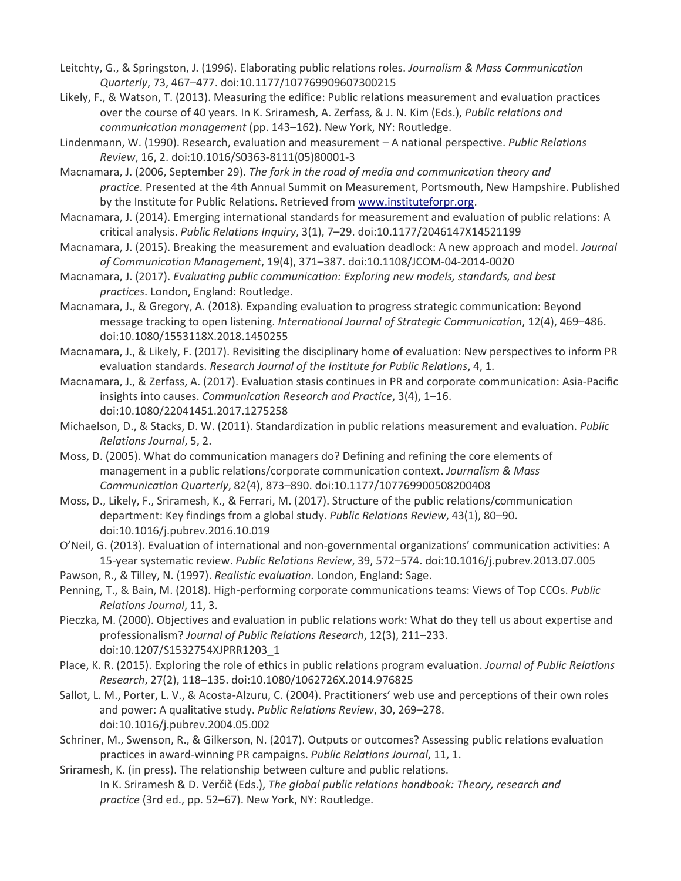Leitchty, G., & Springston, J. (1996). Elaborating public relations roles. *Journalism & Mass Communication Quarterly*, 73, 467–477. doi:10.1177/107769909607300215

Likely, F., & Watson, T. (2013). Measuring the edifice: Public relations measurement and evaluation practices over the course of 40 years. In K. Sriramesh, A. Zerfass, & J. N. Kim (Eds.), *Public relations and communication management* (pp. 143–162). New York, NY: Routledge.

Lindenmann, W. (1990). Research, evaluation and measurement – A national perspective. *Public Relations Review*, 16, 2. doi:10.1016/S0363-8111(05)80001-3

Macnamara, J. (2006, September 29). *The fork in the road of media and communication theory and practice*. Presented at the 4th Annual Summit on Measurement, Portsmouth, New Hampshire. Published by the Institute for Public Relations. Retrieved from www.instituteforpr.org.

Macnamara, J. (2014). Emerging international standards for measurement and evaluation of public relations: A critical analysis. *Public Relations Inquiry*, 3(1), 7–29. doi:10.1177/2046147X14521199

Macnamara, J. (2015). Breaking the measurement and evaluation deadlock: A new approach and model. *Journal of Communication Management*, 19(4), 371–387. doi:10.1108/JCOM-04-2014-0020

Macnamara, J. (2017). *Evaluating public communication: Exploring new models, standards, and best practices*. London, England: Routledge.

Macnamara, J., & Gregory, A. (2018). Expanding evaluation to progress strategic communication: Beyond message tracking to open listening. *International Journal of Strategic Communication*, 12(4), 469–486. doi:10.1080/1553118X.2018.1450255

Macnamara, J., & Likely, F. (2017). Revisiting the disciplinary home of evaluation: New perspectives to inform PR evaluation standards. *Research Journal of the Institute for Public Relations*, 4, 1.

Macnamara, J., & Zerfass, A. (2017). Evaluation stasis continues in PR and corporate communication: Asia-Pacific insights into causes. *Communication Research and Practice*, 3(4), 1–16. doi:10.1080/22041451.2017.1275258

Michaelson, D., & Stacks, D. W. (2011). Standardization in public relations measurement and evaluation. *Public Relations Journal*, 5, 2.

Moss, D. (2005). What do communication managers do? Defining and refining the core elements of management in a public relations/corporate communication context. *Journalism & Mass Communication Quarterly*, 82(4), 873–890. doi:10.1177/107769900508200408

Moss, D., Likely, F., Sriramesh, K., & Ferrari, M. (2017). Structure of the public relations/communication department: Key findings from a global study. *Public Relations Review*, 43(1), 80–90. doi:10.1016/j.pubrev.2016.10.019

O'Neil, G. (2013). Evaluation of international and non-governmental organizations' communication activities: A 15-year systematic review. *Public Relations Review*, 39, 572–574. doi:10.1016/j.pubrev.2013.07.005

Pawson, R., & Tilley, N. (1997). *Realistic evaluation*. London, England: Sage.

Penning, T., & Bain, M. (2018). High-performing corporate communications teams: Views of Top CCOs. *Public Relations Journal*, 11, 3.

Pieczka, M. (2000). Objectives and evaluation in public relations work: What do they tell us about expertise and professionalism? *Journal of Public Relations Research*, 12(3), 211–233. doi:10.1207/S1532754XJPRR1203_1

Place, K. R. (2015). Exploring the role of ethics in public relations program evaluation. *Journal of Public Relations Research*, 27(2), 118–135. doi:10.1080/1062726X.2014.976825

Sallot, L. M., Porter, L. V., & Acosta-Alzuru, C. (2004). Practitioners' web use and perceptions of their own roles and power: A qualitative study. *Public Relations Review*, 30, 269–278. doi:10.1016/j.pubrev.2004.05.002

Schriner, M., Swenson, R., & Gilkerson, N. (2017). Outputs or outcomes? Assessing public relations evaluation practices in award-winning PR campaigns. *Public Relations Journal*, 11, 1.

Sriramesh, K. (in press). The relationship between culture and public relations. In K. Sriramesh & D. Verčič (Eds.), *The global public relations handbook: Theory, research and practice* (3rd ed., pp. 52–67). New York, NY: Routledge.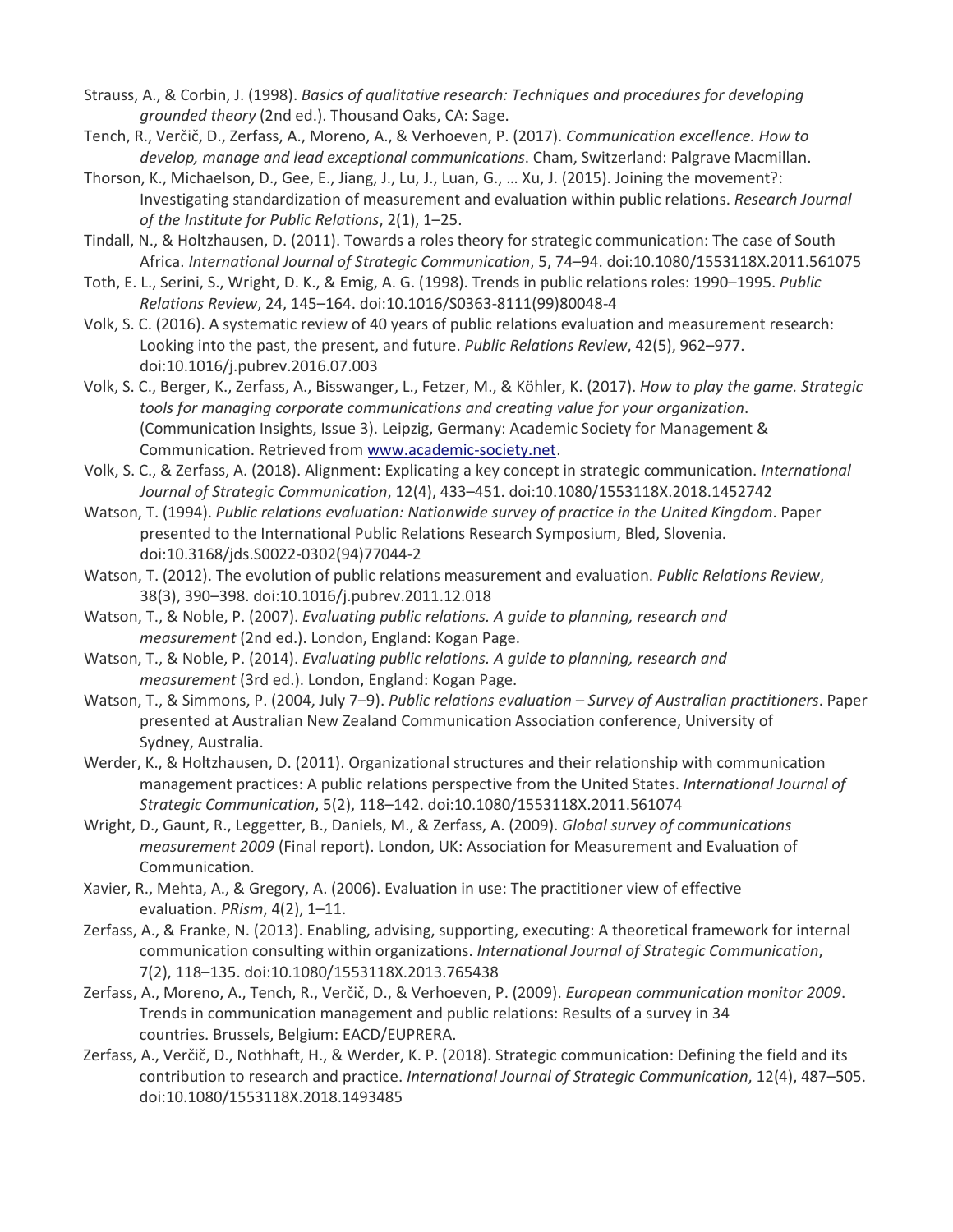Strauss, A., & Corbin, J. (1998). *Basics of qualitative research: Techniques and procedures for developing grounded theory* (2nd ed.). Thousand Oaks, CA: Sage.

Tench, R., Verčič, D., Zerfass, A., Moreno, A., & Verhoeven, P. (2017). *Communication excellence. How to develop, manage and lead exceptional communications*. Cham, Switzerland: Palgrave Macmillan.

Thorson, K., Michaelson, D., Gee, E., Jiang, J., Lu, J., Luan, G., … Xu, J. (2015). Joining the movement?: Investigating standardization of measurement and evaluation within public relations. *Research Journal of the Institute for Public Relations*, 2(1), 1–25.

Tindall, N., & Holtzhausen, D. (2011). Towards a roles theory for strategic communication: The case of South Africa. *International Journal of Strategic Communication*, 5, 74–94. doi:10.1080/1553118X.2011.561075

Toth, E. L., Serini, S., Wright, D. K., & Emig, A. G. (1998). Trends in public relations roles: 1990–1995. *Public Relations Review*, 24, 145–164. doi:10.1016/S0363-8111(99)80048-4

Volk, S. C. (2016). A systematic review of 40 years of public relations evaluation and measurement research: Looking into the past, the present, and future. *Public Relations Review*, 42(5), 962–977. doi:10.1016/j.pubrev.2016.07.003

Volk, S. C., Berger, K., Zerfass, A., Bisswanger, L., Fetzer, M., & Köhler, K. (2017). *How to play the game. Strategic tools for managing corporate communications and creating value for your organization*. (Communication Insights, Issue 3). Leipzig, Germany: Academic Society for Management & Communication. Retrieved from www.academic-society.net.

Volk, S. C., & Zerfass, A. (2018). Alignment: Explicating a key concept in strategic communication. *International Journal of Strategic Communication*, 12(4), 433–451. doi:10.1080/1553118X.2018.1452742

Watson, T. (1994). *Public relations evaluation: Nationwide survey of practice in the United Kingdom*. Paper presented to the International Public Relations Research Symposium, Bled, Slovenia. doi:10.3168/jds.S0022-0302(94)77044-2

Watson, T. (2012). The evolution of public relations measurement and evaluation. *Public Relations Review*, 38(3), 390–398. doi:10.1016/j.pubrev.2011.12.018

Watson, T., & Noble, P. (2007). *Evaluating public relations. A guide to planning, research and measurement* (2nd ed.). London, England: Kogan Page.

Watson, T., & Noble, P. (2014). *Evaluating public relations. A guide to planning, research and measurement* (3rd ed.). London, England: Kogan Page.

Watson, T., & Simmons, P. (2004, July 7–9). *Public relations evaluation – Survey of Australian practitioners*. Paper presented at Australian New Zealand Communication Association conference, University of Sydney, Australia.

Werder, K., & Holtzhausen, D. (2011). Organizational structures and their relationship with communication management practices: A public relations perspective from the United States. *International Journal of Strategic Communication*, 5(2), 118–142. doi:10.1080/1553118X.2011.561074

Wright, D., Gaunt, R., Leggetter, B., Daniels, M., & Zerfass, A. (2009). *Global survey of communications measurement 2009* (Final report). London, UK: Association for Measurement and Evaluation of Communication.

Xavier, R., Mehta, A., & Gregory, A. (2006). Evaluation in use: The practitioner view of effective evaluation. *PRism*, 4(2), 1–11.

Zerfass, A., & Franke, N. (2013). Enabling, advising, supporting, executing: A theoretical framework for internal communication consulting within organizations. *International Journal of Strategic Communication*, 7(2), 118–135. doi:10.1080/1553118X.2013.765438

Zerfass, A., Moreno, A., Tench, R., Verčič, D., & Verhoeven, P. (2009). *European communication monitor 2009*. Trends in communication management and public relations: Results of a survey in 34 countries. Brussels, Belgium: EACD/EUPRERA.

Zerfass, A., Verčič, D., Nothhaft, H., & Werder, K. P. (2018). Strategic communication: Defining the field and its contribution to research and practice. *International Journal of Strategic Communication*, 12(4), 487–505. doi:10.1080/1553118X.2018.1493485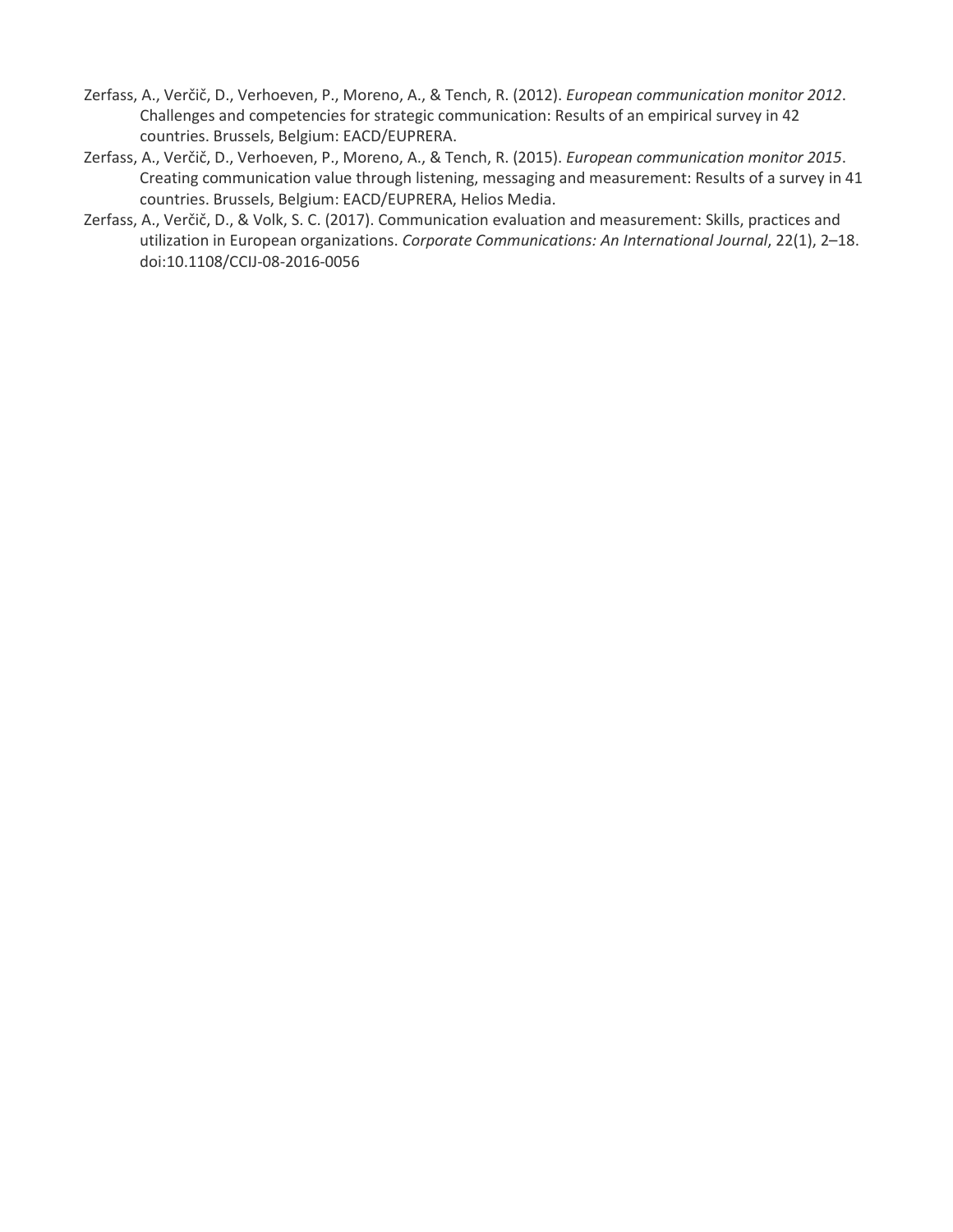Zerfass, A., Verčič, D., Verhoeven, P., Moreno, A., & Tench, R. (2012). *European communication monitor 2012*. Challenges and competencies for strategic communication: Results of an empirical survey in 42 countries. Brussels, Belgium: EACD/EUPRERA.

Zerfass, A., Verčič, D., Verhoeven, P., Moreno, A., & Tench, R. (2015). *European communication monitor 2015*. Creating communication value through listening, messaging and measurement: Results of a survey in 41 countries. Brussels, Belgium: EACD/EUPRERA, Helios Media.

Zerfass, A., Verčič, D., & Volk, S. C. (2017). Communication evaluation and measurement: Skills, practices and utilization in European organizations. *Corporate Communications: An International Journal*, 22(1), 2–18. doi:10.1108/CCIJ-08-2016-0056